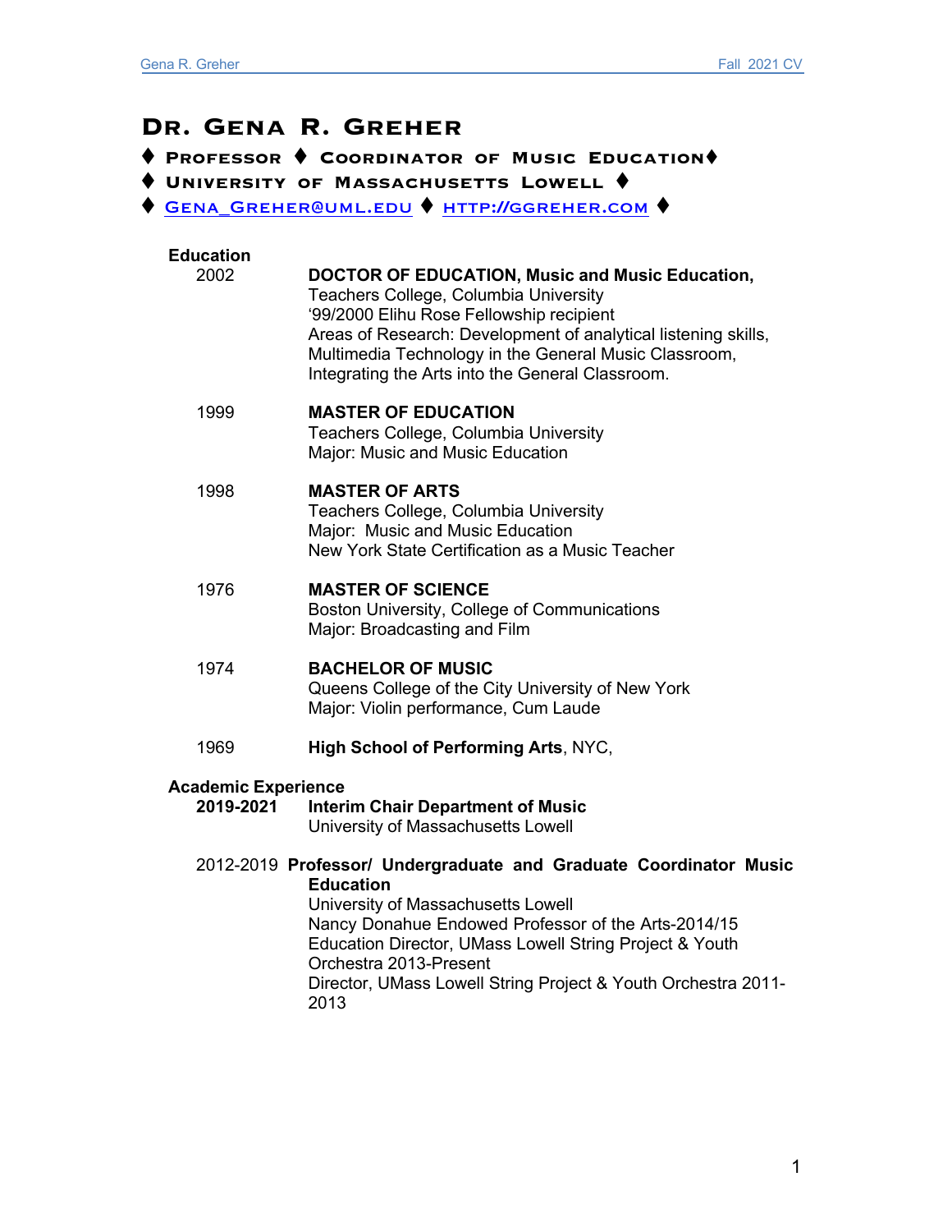# Dr. Gena R. Greher

♦ **Professor** ♦ **Coordinator of Music Education** ♦

♦ **University of Massachusetts Lowell** ♦

♦ [Gena_Greher@uml.edu](mailto:Gena_Greher@uml.edu) ♦ [http://ggreher.com](http://ggreher.com) ♦

## Education

**2002** — **DOCTOR OF EDUCATION, Music and Music Education,**
Teachers College, Columbia University
'99/2000 Elihu Rose Fellowship recipient
Areas of Research: Development of analytical listening skills, Multimedia Technology in the General Music Classroom, Integrating the Arts into the General Classroom.

**1999** — **MASTER OF EDUCATION**
Teachers College, Columbia University
Major: Music and Music Education

**1998** — **MASTER OF ARTS**
Teachers College, Columbia University
Major: Music and Music Education
New York State Certification as a Music Teacher

**1976** — **MASTER OF SCIENCE**
Boston University, College of Communications
Major: Broadcasting and Film

**1974** — **BACHELOR OF MUSIC**
Queens College of the City University of New York
Major: Violin performance, Cum Laude

**1969** — **High School of Performing Arts**, NYC,

## Academic Experience

**2019-2021** — **Interim Chair Department of Music**
University of Massachusetts Lowell

**2012-2019** — **Professor/ Undergraduate and Graduate Coordinator Music Education**
University of Massachusetts Lowell
Nancy Donahue Endowed Professor of the Arts-2014/15
Education Director, UMass Lowell String Project & Youth Orchestra 2013-Present
Director, UMass Lowell String Project & Youth Orchestra 2011-2013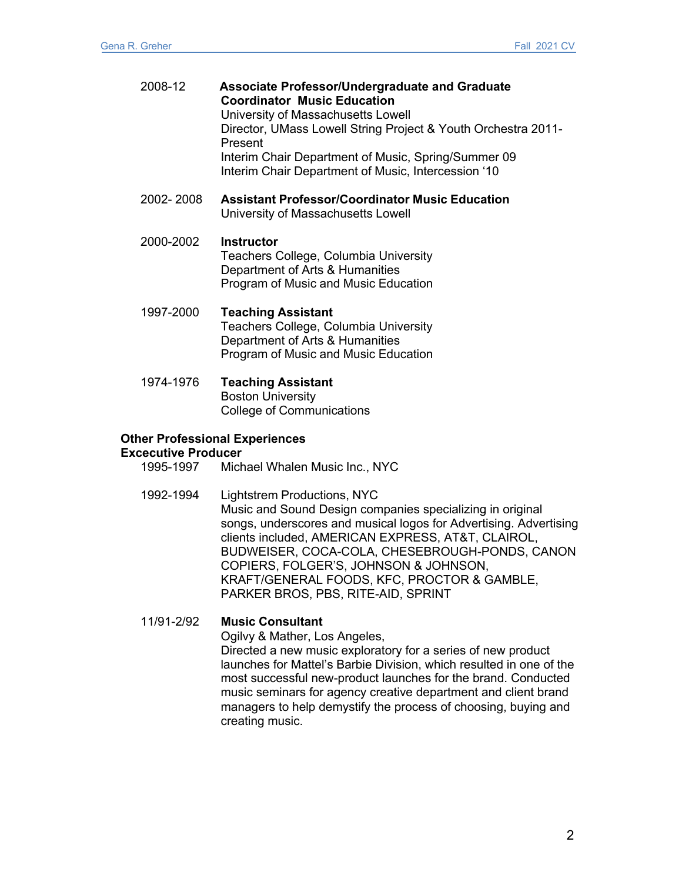2008-12 **Associate Professor/Undergraduate and Graduate Coordinator Music Education**
University of Massachusetts Lowell
Director, UMass Lowell String Project & Youth Orchestra 2011-Present
Interim Chair Department of Music, Spring/Summer 09
Interim Chair Department of Music, Intercession '10

2002- 2008 **Assistant Professor/Coordinator Music Education**
University of Massachusetts Lowell

2000-2002 **Instructor**
Teachers College, Columbia University
Department of Arts & Humanities
Program of Music and Music Education

1997-2000 **Teaching Assistant**
Teachers College, Columbia University
Department of Arts & Humanities
Program of Music and Music Education

1974-1976 **Teaching Assistant**
Boston University
College of Communications

**Other Professional Experiences**

**Excecutive Producer**

1995-1997 Michael Whalen Music Inc., NYC

1992-1994 Lightstrem Productions, NYC
Music and Sound Design companies specializing in original songs, underscores and musical logos for Advertising. Advertising clients included, AMERICAN EXPRESS, AT&T, CLAIROL, BUDWEISER, COCA-COLA, CHESEBROUGH-PONDS, CANON COPIERS, FOLGER'S, JOHNSON & JOHNSON, KRAFT/GENERAL FOODS, KFC, PROCTOR & GAMBLE, PARKER BROS, PBS, RITE-AID, SPRINT

11/91-2/92 **Music Consultant**
Ogilvy & Mather, Los Angeles,
Directed a new music exploratory for a series of new product launches for Mattel's Barbie Division, which resulted in one of the most successful new-product launches for the brand. Conducted music seminars for agency creative department and client brand managers to help demystify the process of choosing, buying and creating music.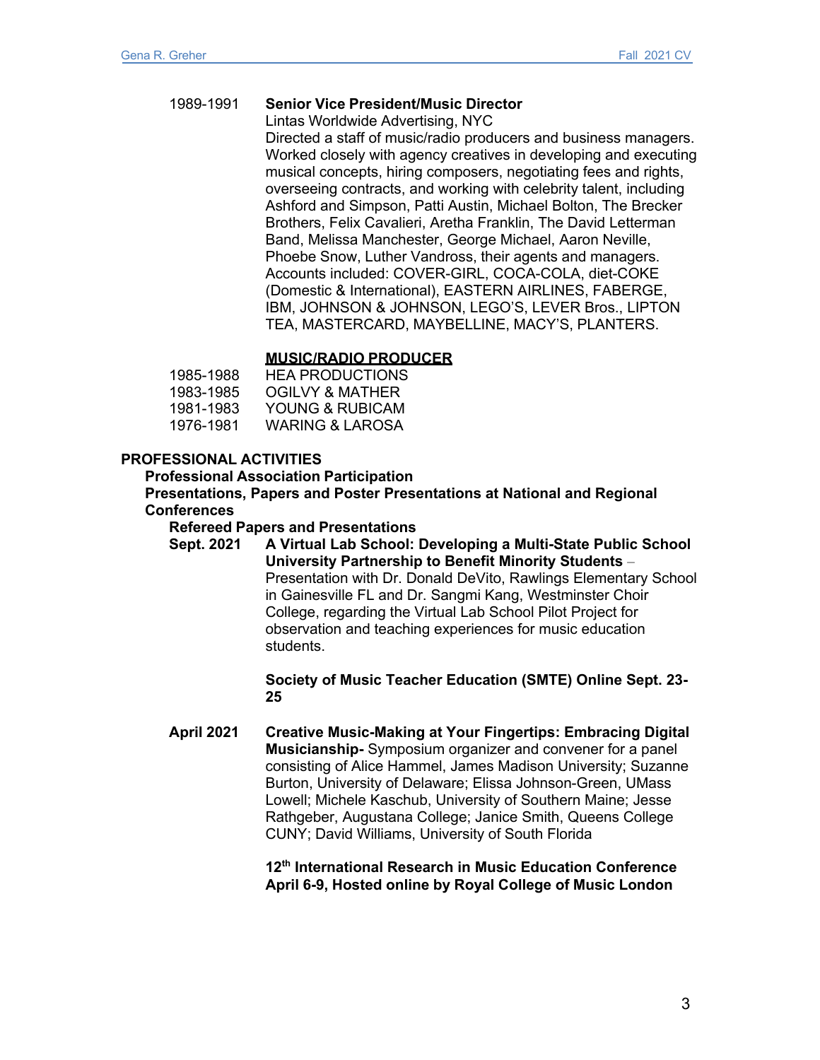1989-1991 **Senior Vice President/Music Director**
Lintas Worldwide Advertising, NYC
Directed a staff of music/radio producers and business managers. Worked closely with agency creatives in developing and executing musical concepts, hiring composers, negotiating fees and rights, overseeing contracts, and working with celebrity talent, including Ashford and Simpson, Patti Austin, Michael Bolton, The Brecker Brothers, Felix Cavalieri, Aretha Franklin, The David Letterman Band, Melissa Manchester, George Michael, Aaron Neville, Phoebe Snow, Luther Vandross, their agents and managers. Accounts included: COVER-GIRL, COCA-COLA, diet-COKE (Domestic & International), EASTERN AIRLINES, FABERGE, IBM, JOHNSON & JOHNSON, LEGO'S, LEVER Bros., LIPTON TEA, MASTERCARD, MAYBELLINE, MACY'S, PLANTERS.

**MUSIC/RADIO PRODUCER**

1985-1988 HEA PRODUCTIONS
1983-1985 OGILVY & MATHER
1981-1983 YOUNG & RUBICAM
1976-1981 WARING & LAROSA

## PROFESSIONAL ACTIVITIES

### Professional Association Participation

### Presentations, Papers and Poster Presentations at National and Regional Conferences

#### Refereed Papers and Presentations

**Sept. 2021** **A Virtual Lab School: Developing a Multi-State Public School University Partnership to Benefit Minority Students** – Presentation with Dr. Donald DeVito, Rawlings Elementary School in Gainesville FL and Dr. Sangmi Kang, Westminster Choir College, regarding the Virtual Lab School Pilot Project for observation and teaching experiences for music education students.

**Society of Music Teacher Education (SMTE) Online Sept. 23-25**

**April 2021** **Creative Music-Making at Your Fingertips: Embracing Digital Musicianship-** Symposium organizer and convener for a panel consisting of Alice Hammel, James Madison University; Suzanne Burton, University of Delaware; Elissa Johnson-Green, UMass Lowell; Michele Kaschub, University of Southern Maine; Jesse Rathgeber, Augustana College; Janice Smith, Queens College CUNY; David Williams, University of South Florida

**12th International Research in Music Education Conference April 6-9, Hosted online by Royal College of Music London**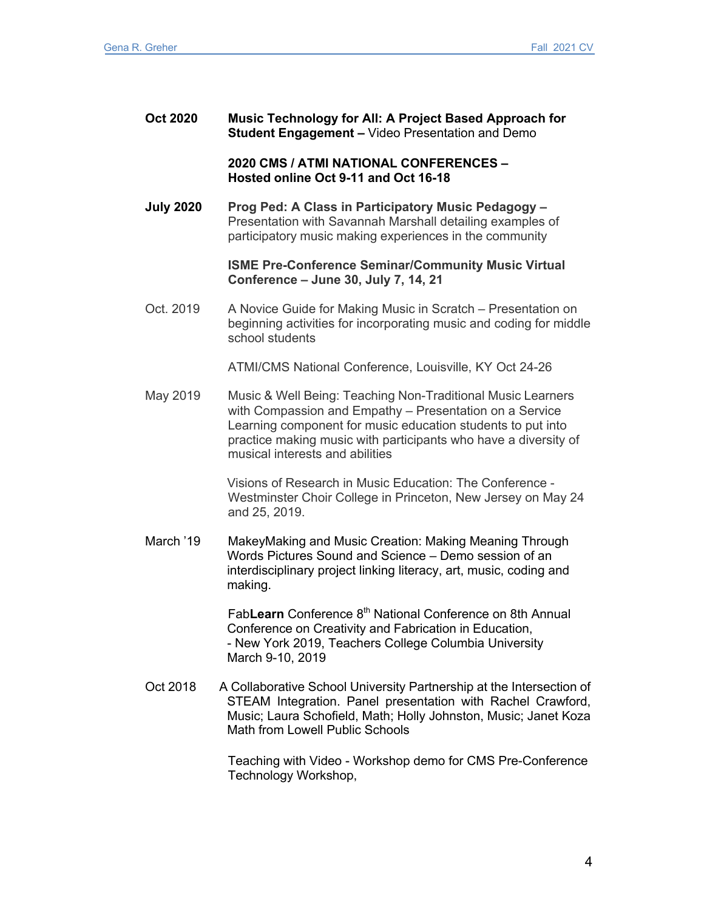**Oct 2020** **Music Technology for All: A Project Based Approach for Student Engagement –** Video Presentation and Demo

**2020 CMS / ATMI NATIONAL CONFERENCES – Hosted online Oct 9-11 and Oct 16-18**

**July 2020** **Prog Ped: A Class in Participatory Music Pedagogy –** Presentation with Savannah Marshall detailing examples of participatory music making experiences in the community

**ISME Pre-Conference Seminar/Community Music Virtual Conference – June 30, July 7, 14, 21**

Oct. 2019 A Novice Guide for Making Music in Scratch – Presentation on beginning activities for incorporating music and coding for middle school students

ATMI/CMS National Conference, Louisville, KY Oct 24-26

May 2019 Music & Well Being: Teaching Non-Traditional Music Learners with Compassion and Empathy – Presentation on a Service Learning component for music education students to put into practice making music with participants who have a diversity of musical interests and abilities

Visions of Research in Music Education: The Conference - Westminster Choir College in Princeton, New Jersey on May 24 and 25, 2019.

March '19 MakeyMaking and Music Creation: Making Meaning Through Words Pictures Sound and Science – Demo session of an interdisciplinary project linking literacy, art, music, coding and making.

Fab**Learn** Conference 8th National Conference on 8th Annual Conference on Creativity and Fabrication in Education, - New York 2019, Teachers College Columbia University March 9-10, 2019

Oct 2018 A Collaborative School University Partnership at the Intersection of STEAM Integration. Panel presentation with Rachel Crawford, Music; Laura Schofield, Math; Holly Johnston, Music; Janet Koza Math from Lowell Public Schools

Teaching with Video - Workshop demo for CMS Pre-Conference Technology Workshop,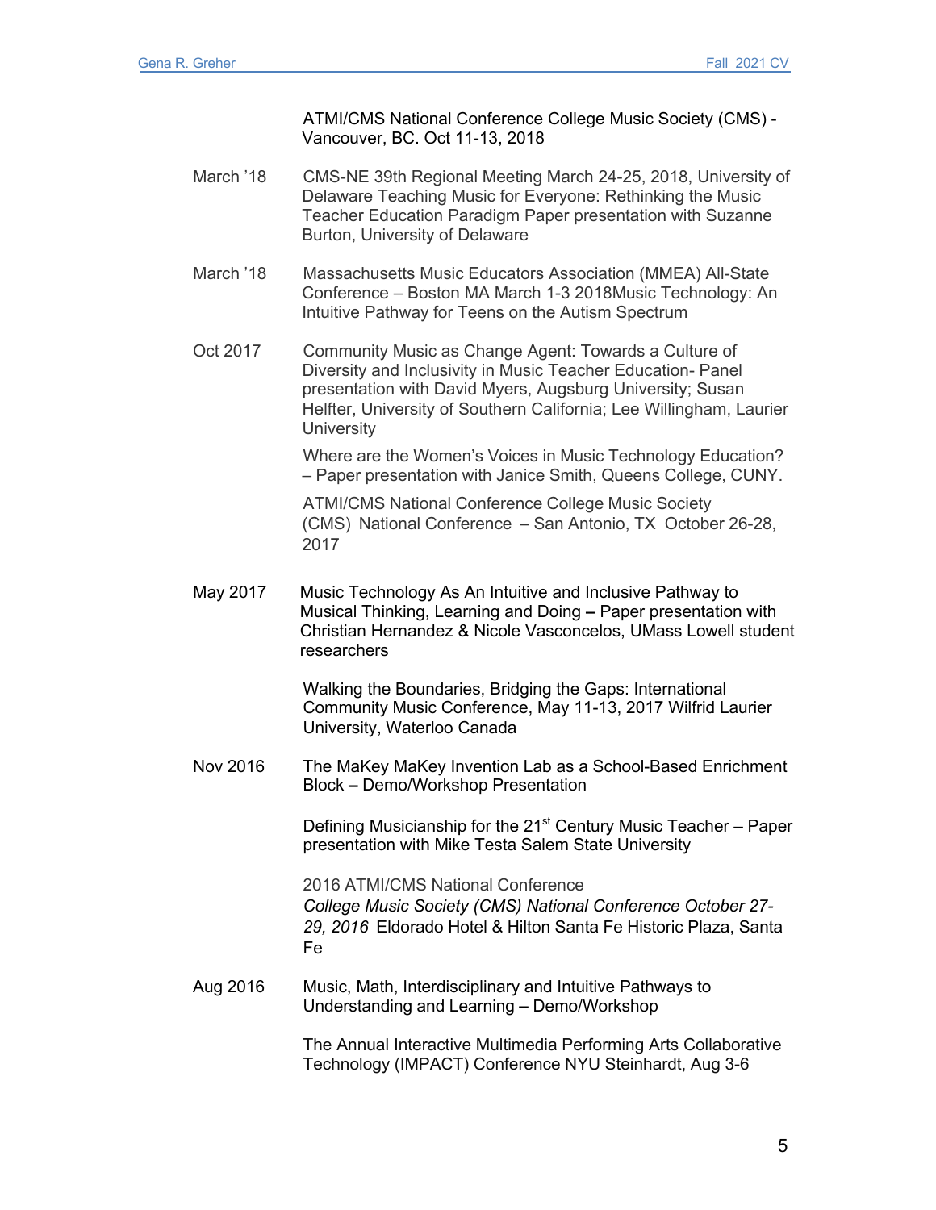ATMI/CMS National Conference College Music Society (CMS) - Vancouver, BC. Oct 11-13, 2018

March '18 — CMS-NE 39th Regional Meeting March 24-25, 2018, University of Delaware Teaching Music for Everyone: Rethinking the Music Teacher Education Paradigm Paper presentation with Suzanne Burton, University of Delaware

March '18 — Massachusetts Music Educators Association (MMEA) All-State Conference – Boston MA March 1-3 2018Music Technology: An Intuitive Pathway for Teens on the Autism Spectrum

Oct 2017 — Community Music as Change Agent: Towards a Culture of Diversity and Inclusivity in Music Teacher Education- Panel presentation with David Myers, Augsburg University; Susan Helfter, University of Southern California; Lee Willingham, Laurier University

Where are the Women's Voices in Music Technology Education? – Paper presentation with Janice Smith, Queens College, CUNY.

ATMI/CMS National Conference College Music Society (CMS) National Conference – San Antonio, TX October 26-28, 2017

May 2017 — Music Technology As An Intuitive and Inclusive Pathway to Musical Thinking, Learning and Doing – Paper presentation with Christian Hernandez & Nicole Vasconcelos, UMass Lowell student researchers

Walking the Boundaries, Bridging the Gaps: International Community Music Conference, May 11-13, 2017 Wilfrid Laurier University, Waterloo Canada

Nov 2016 — The MaKey MaKey Invention Lab as a School-Based Enrichment Block – Demo/Workshop Presentation

Defining Musicianship for the 21st Century Music Teacher – Paper presentation with Mike Testa Salem State University

2016 ATMI/CMS National Conference
*College Music Society (CMS) National Conference October 27-29, 2016* Eldorado Hotel & Hilton Santa Fe Historic Plaza, Santa Fe

Aug 2016 — Music, Math, Interdisciplinary and Intuitive Pathways to Understanding and Learning – Demo/Workshop

The Annual Interactive Multimedia Performing Arts Collaborative Technology (IMPACT) Conference NYU Steinhardt, Aug 3-6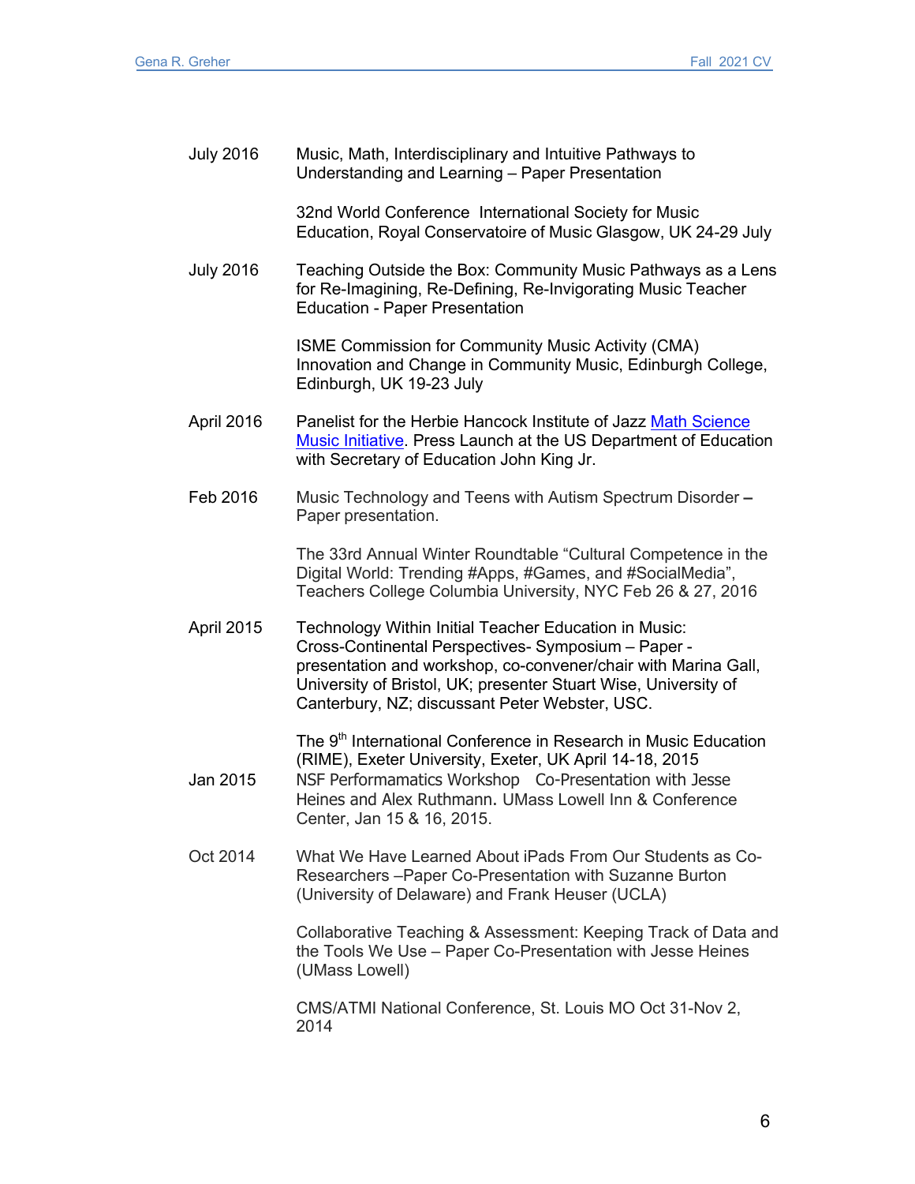July 2016 Music, Math, Interdisciplinary and Intuitive Pathways to Understanding and Learning – Paper Presentation

32nd World Conference International Society for Music Education, Royal Conservatoire of Music Glasgow, UK 24-29 July

July 2016 Teaching Outside the Box: Community Music Pathways as a Lens for Re-Imagining, Re-Defining, Re-Invigorating Music Teacher Education - Paper Presentation

ISME Commission for Community Music Activity (CMA) Innovation and Change in Community Music, Edinburgh College, Edinburgh, UK 19-23 July

April 2016 Panelist for the Herbie Hancock Institute of Jazz Math Science Music Initiative. Press Launch at the US Department of Education with Secretary of Education John King Jr.

Feb 2016 Music Technology and Teens with Autism Spectrum Disorder – Paper presentation.

The 33rd Annual Winter Roundtable "Cultural Competence in the Digital World: Trending #Apps, #Games, and #SocialMedia", Teachers College Columbia University, NYC Feb 26 & 27, 2016

April 2015 Technology Within Initial Teacher Education in Music: Cross-Continental Perspectives- Symposium – Paper - presentation and workshop, co-convener/chair with Marina Gall, University of Bristol, UK; presenter Stuart Wise, University of Canterbury, NZ; discussant Peter Webster, USC.

The 9th International Conference in Research in Music Education (RIME), Exeter University, Exeter, UK April 14-18, 2015

Jan 2015 NSF Performamatics Workshop Co-Presentation with Jesse Heines and Alex Ruthmann. UMass Lowell Inn & Conference Center, Jan 15 & 16, 2015.

Oct 2014 What We Have Learned About iPads From Our Students as Co-Researchers –Paper Co-Presentation with Suzanne Burton (University of Delaware) and Frank Heuser (UCLA)

Collaborative Teaching & Assessment: Keeping Track of Data and the Tools We Use – Paper Co-Presentation with Jesse Heines (UMass Lowell)

CMS/ATMI National Conference, St. Louis MO Oct 31-Nov 2, 2014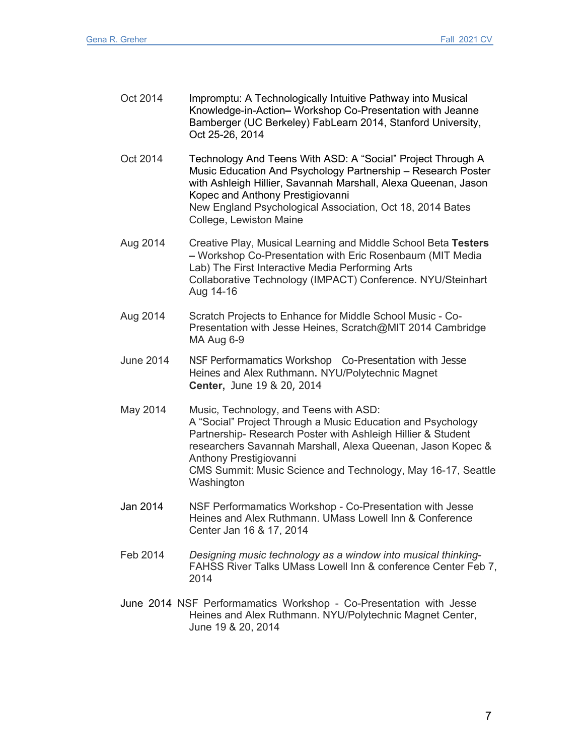Oct 2014 Impromptu: A Technologically Intuitive Pathway into Musical Knowledge-in-Action– Workshop Co-Presentation with Jeanne Bamberger (UC Berkeley) FabLearn 2014, Stanford University, Oct 25-26, 2014

Oct 2014 Technology And Teens With ASD: A "Social" Project Through A Music Education And Psychology Partnership – Research Poster with Ashleigh Hillier, Savannah Marshall, Alexa Queenan, Jason Kopec and Anthony Prestigiovanni
New England Psychological Association, Oct 18, 2014 Bates College, Lewiston Maine

Aug 2014 Creative Play, Musical Learning and Middle School Beta **Testers –** Workshop Co-Presentation with Eric Rosenbaum (MIT Media Lab) The First Interactive Media Performing Arts Collaborative Technology (IMPACT) Conference. NYU/Steinhart Aug 14-16

Aug 2014 Scratch Projects to Enhance for Middle School Music - Co-Presentation with Jesse Heines, Scratch@MIT 2014 Cambridge MA Aug 6-9

June 2014 NSF Performamatics Workshop Co-Presentation with Jesse Heines and Alex Ruthmann. NYU/Polytechnic Magnet **Center,** June 19 & 20, 2014

May 2014 Music, Technology, and Teens with ASD:
A "Social" Project Through a Music Education and Psychology Partnership- Research Poster with Ashleigh Hillier & Student researchers Savannah Marshall, Alexa Queenan, Jason Kopec & Anthony Prestigiovanni
CMS Summit: Music Science and Technology, May 16-17, Seattle Washington

Jan 2014 NSF Performamatics Workshop - Co-Presentation with Jesse Heines and Alex Ruthmann. UMass Lowell Inn & Conference Center Jan 16 & 17, 2014

Feb 2014 *Designing music technology as a window into musical thinking-* FAHSS River Talks UMass Lowell Inn & conference Center Feb 7, 2014

June 2014 NSF Performamatics Workshop - Co-Presentation with Jesse Heines and Alex Ruthmann. NYU/Polytechnic Magnet Center, June 19 & 20, 2014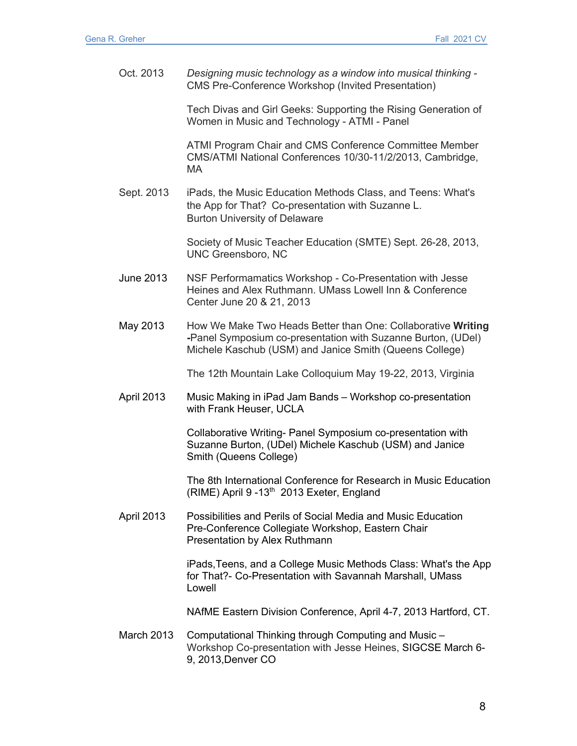Oct. 2013 *Designing music technology as a window into musical thinking* - CMS Pre-Conference Workshop (Invited Presentation)

Tech Divas and Girl Geeks: Supporting the Rising Generation of Women in Music and Technology - ATMI - Panel

ATMI Program Chair and CMS Conference Committee Member CMS/ATMI National Conferences 10/30-11/2/2013, Cambridge, MA

Sept. 2013 iPads, the Music Education Methods Class, and Teens: What's the App for That? Co-presentation with Suzanne L. Burton University of Delaware

Society of Music Teacher Education (SMTE) Sept. 26-28, 2013, UNC Greensboro, NC

June 2013 NSF Performamatics Workshop - Co-Presentation with Jesse Heines and Alex Ruthmann. UMass Lowell Inn & Conference Center June 20 & 21, 2013

May 2013 How We Make Two Heads Better than One: Collaborative **Writing -**Panel Symposium co-presentation with Suzanne Burton, (UDel) Michele Kaschub (USM) and Janice Smith (Queens College)

The 12th Mountain Lake Colloquium May 19-22, 2013, Virginia

April 2013 Music Making in iPad Jam Bands – Workshop co-presentation with Frank Heuser, UCLA

Collaborative Writing- Panel Symposium co-presentation with Suzanne Burton, (UDel) Michele Kaschub (USM) and Janice Smith (Queens College)

The 8th International Conference for Research in Music Education (RIME) April 9 -13th 2013 Exeter, England

April 2013 Possibilities and Perils of Social Media and Music Education Pre-Conference Collegiate Workshop, Eastern Chair Presentation by Alex Ruthmann

iPads,Teens, and a College Music Methods Class: What's the App for That?- Co-Presentation with Savannah Marshall, UMass Lowell

NAfME Eastern Division Conference, April 4-7, 2013 Hartford, CT.

March 2013 Computational Thinking through Computing and Music – Workshop Co-presentation with Jesse Heines, SIGCSE March 6-9, 2013,Denver CO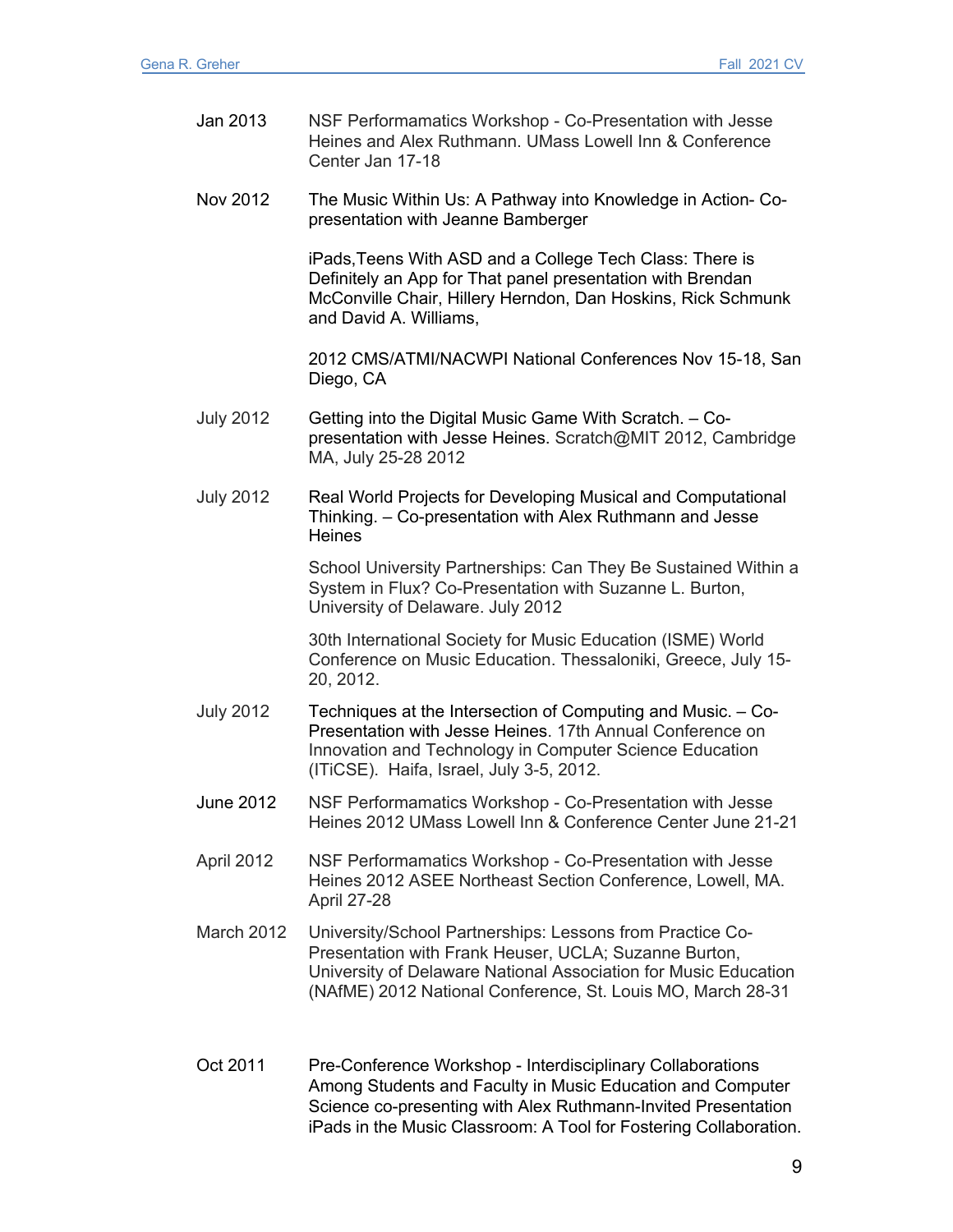| | |
|---|---|
| Jan 2013 | NSF Performamatics Workshop - Co-Presentation with Jesse Heines and Alex Ruthmann. UMass Lowell Inn & Conference Center Jan 17-18 |
| Nov 2012 | The Music Within Us: A Pathway into Knowledge in Action- Co-presentation with Jeanne Bamberger |
| | iPads,Teens With ASD and a College Tech Class: There is Definitely an App for That panel presentation with Brendan McConville Chair, Hillery Herndon, Dan Hoskins, Rick Schmunk and David A. Williams, |
| | 2012 CMS/ATMI/NACWPI National Conferences Nov 15-18, San Diego, CA |
| July 2012 | Getting into the Digital Music Game With Scratch. – Co-presentation with Jesse Heines. Scratch@MIT 2012, Cambridge MA, July 25-28 2012 |
| July 2012 | Real World Projects for Developing Musical and Computational Thinking. – Co-presentation with Alex Ruthmann and Jesse Heines |
| | School University Partnerships: Can They Be Sustained Within a System in Flux? Co-Presentation with Suzanne L. Burton, University of Delaware. July 2012 |
| | 30th International Society for Music Education (ISME) World Conference on Music Education. Thessaloniki, Greece, July 15-20, 2012. |
| July 2012 | Techniques at the Intersection of Computing and Music. – Co-Presentation with Jesse Heines. 17th Annual Conference on Innovation and Technology in Computer Science Education (ITiCSE). Haifa, Israel, July 3-5, 2012. |
| June 2012 | NSF Performamatics Workshop - Co-Presentation with Jesse Heines 2012 UMass Lowell Inn & Conference Center June 21-21 |
| April 2012 | NSF Performamatics Workshop - Co-Presentation with Jesse Heines 2012 ASEE Northeast Section Conference, Lowell, MA. April 27-28 |
| March 2012 | University/School Partnerships: Lessons from Practice Co-Presentation with Frank Heuser, UCLA; Suzanne Burton, University of Delaware National Association for Music Education (NAfME) 2012 National Conference, St. Louis MO, March 28-31 |
| Oct 2011 | Pre-Conference Workshop - Interdisciplinary Collaborations Among Students and Faculty in Music Education and Computer Science co-presenting with Alex Ruthmann-Invited Presentation iPads in the Music Classroom: A Tool for Fostering Collaboration. |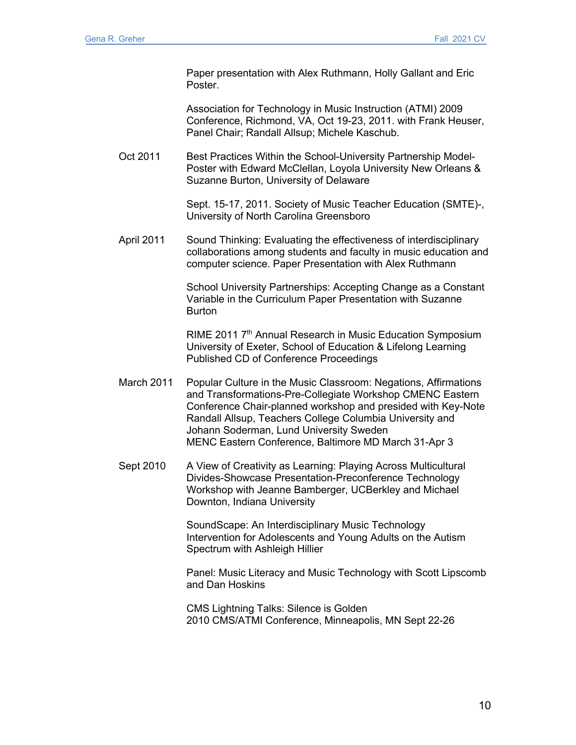Paper presentation with Alex Ruthmann, Holly Gallant and Eric Poster.

Association for Technology in Music Instruction (ATMI) 2009 Conference, Richmond, VA, Oct 19-23, 2011. with Frank Heuser, Panel Chair; Randall Allsup; Michele Kaschub.

| | |
|---|---|
| Oct 2011 | Best Practices Within the School-University Partnership Model-Poster with Edward McClellan, Loyola University New Orleans & Suzanne Burton, University of Delaware<br><br>Sept. 15-17, 2011. Society of Music Teacher Education (SMTE)-, University of North Carolina Greensboro |
| April 2011 | Sound Thinking: Evaluating the effectiveness of interdisciplinary collaborations among students and faculty in music education and computer science. Paper Presentation with Alex Ruthmann<br><br>School University Partnerships: Accepting Change as a Constant Variable in the Curriculum Paper Presentation with Suzanne Burton<br><br>RIME 2011 7th Annual Research in Music Education Symposium University of Exeter, School of Education & Lifelong Learning Published CD of Conference Proceedings |
| March 2011 | Popular Culture in the Music Classroom: Negations, Affirmations and Transformations-Pre-Collegiate Workshop CMENC Eastern Conference Chair-planned workshop and presided with Key-Note Randall Allsup, Teachers College Columbia University and Johann Soderman, Lund University Sweden<br>MENC Eastern Conference, Baltimore MD March 31-Apr 3 |
| Sept 2010 | A View of Creativity as Learning: Playing Across Multicultural Divides-Showcase Presentation-Preconference Technology Workshop with Jeanne Bamberger, UCBerkley and Michael Downton, Indiana University<br><br>SoundScape: An Interdisciplinary Music Technology Intervention for Adolescents and Young Adults on the Autism Spectrum with Ashleigh Hillier<br><br>Panel: Music Literacy and Music Technology with Scott Lipscomb and Dan Hoskins<br><br>CMS Lightning Talks: Silence is Golden<br>2010 CMS/ATMI Conference, Minneapolis, MN Sept 22-26 |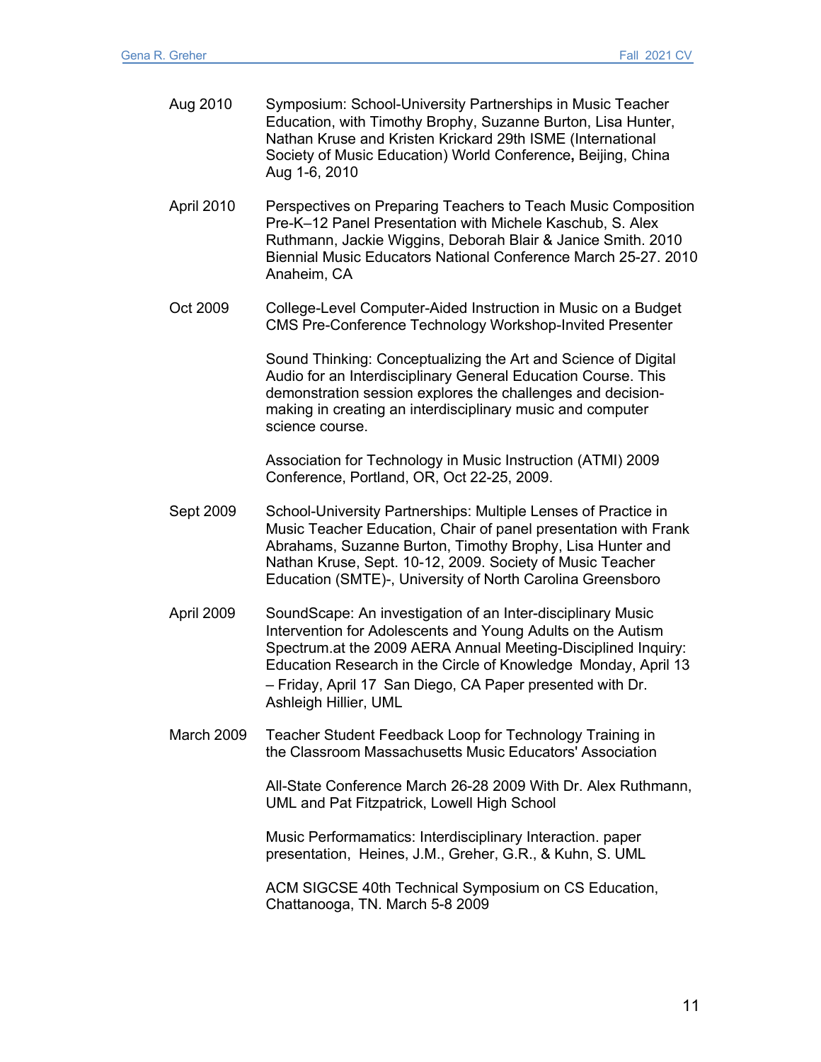Aug 2010 Symposium: School-University Partnerships in Music Teacher Education, with Timothy Brophy, Suzanne Burton, Lisa Hunter, Nathan Kruse and Kristen Krickard 29th ISME (International Society of Music Education) World Conference**,** Beijing, China Aug 1-6, 2010

April 2010 Perspectives on Preparing Teachers to Teach Music Composition Pre-K–12 Panel Presentation with Michele Kaschub, S. Alex Ruthmann, Jackie Wiggins, Deborah Blair & Janice Smith. 2010 Biennial Music Educators National Conference March 25-27. 2010 Anaheim, CA

Oct 2009 College-Level Computer-Aided Instruction in Music on a Budget CMS Pre-Conference Technology Workshop-Invited Presenter

Sound Thinking: Conceptualizing the Art and Science of Digital Audio for an Interdisciplinary General Education Course. This demonstration session explores the challenges and decision-making in creating an interdisciplinary music and computer science course.

Association for Technology in Music Instruction (ATMI) 2009 Conference, Portland, OR, Oct 22-25, 2009.

Sept 2009 School-University Partnerships: Multiple Lenses of Practice in Music Teacher Education, Chair of panel presentation with Frank Abrahams, Suzanne Burton, Timothy Brophy, Lisa Hunter and Nathan Kruse, Sept. 10-12, 2009. Society of Music Teacher Education (SMTE)-, University of North Carolina Greensboro

April 2009 SoundScape: An investigation of an Inter-disciplinary Music Intervention for Adolescents and Young Adults on the Autism Spectrum.at the 2009 AERA Annual Meeting-Disciplined Inquiry: Education Research in the Circle of Knowledge Monday, April 13 – Friday, April 17 San Diego, CA Paper presented with Dr. Ashleigh Hillier, UML

March 2009 Teacher Student Feedback Loop for Technology Training in the Classroom Massachusetts Music Educators' Association

All-State Conference March 26-28 2009 With Dr. Alex Ruthmann, UML and Pat Fitzpatrick, Lowell High School

Music Performamatics: Interdisciplinary Interaction. paper presentation, Heines, J.M., Greher, G.R., & Kuhn, S. UML

ACM SIGCSE 40th Technical Symposium on CS Education, Chattanooga, TN. March 5-8 2009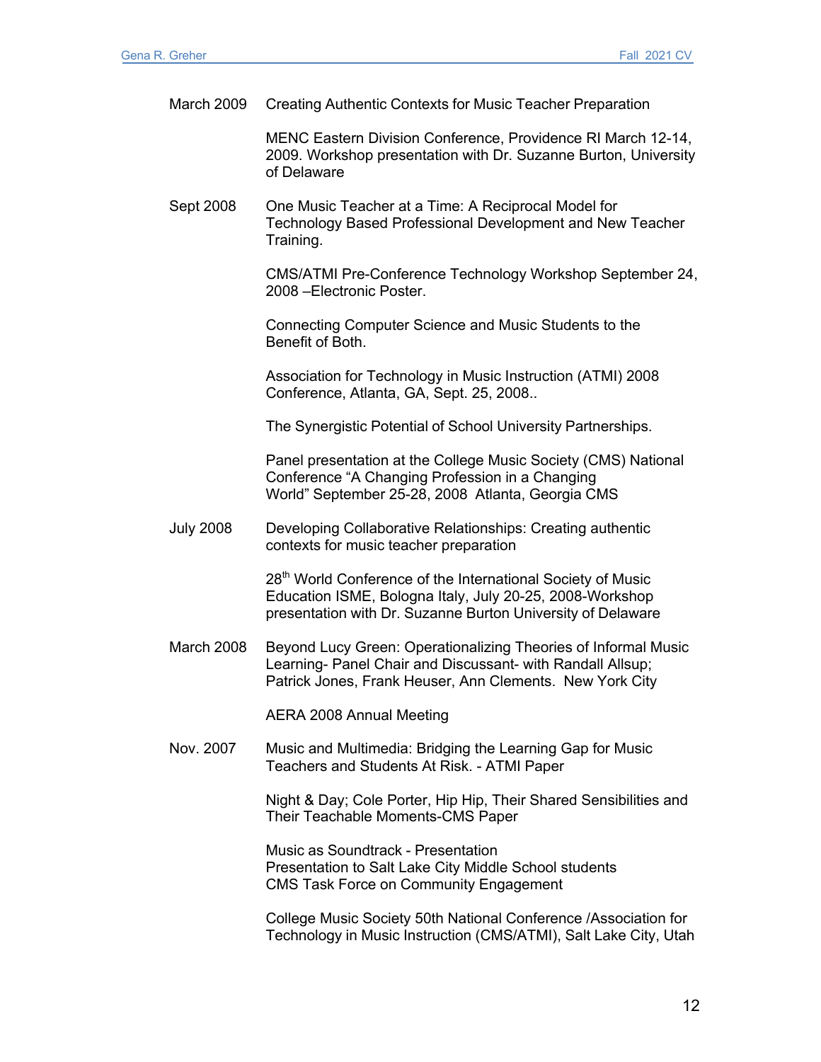March 2009 Creating Authentic Contexts for Music Teacher Preparation

MENC Eastern Division Conference, Providence RI March 12-14, 2009. Workshop presentation with Dr. Suzanne Burton, University of Delaware

Sept 2008 One Music Teacher at a Time: A Reciprocal Model for Technology Based Professional Development and New Teacher Training.

CMS/ATMI Pre-Conference Technology Workshop September 24, 2008 –Electronic Poster.

Connecting Computer Science and Music Students to the Benefit of Both.

Association for Technology in Music Instruction (ATMI) 2008 Conference, Atlanta, GA, Sept. 25, 2008..

The Synergistic Potential of School University Partnerships.

Panel presentation at the College Music Society (CMS) National Conference “A Changing Profession in a Changing World” September 25-28, 2008 Atlanta, Georgia CMS

July 2008 Developing Collaborative Relationships: Creating authentic contexts for music teacher preparation

28th World Conference of the International Society of Music Education ISME, Bologna Italy, July 20-25, 2008-Workshop presentation with Dr. Suzanne Burton University of Delaware

March 2008 Beyond Lucy Green: Operationalizing Theories of Informal Music Learning- Panel Chair and Discussant- with Randall Allsup; Patrick Jones, Frank Heuser, Ann Clements. New York City

AERA 2008 Annual Meeting

Nov. 2007 Music and Multimedia: Bridging the Learning Gap for Music Teachers and Students At Risk. - ATMI Paper

Night & Day; Cole Porter, Hip Hip, Their Shared Sensibilities and Their Teachable Moments-CMS Paper

Music as Soundtrack - Presentation
Presentation to Salt Lake City Middle School students
CMS Task Force on Community Engagement

College Music Society 50th National Conference /Association for Technology in Music Instruction (CMS/ATMI), Salt Lake City, Utah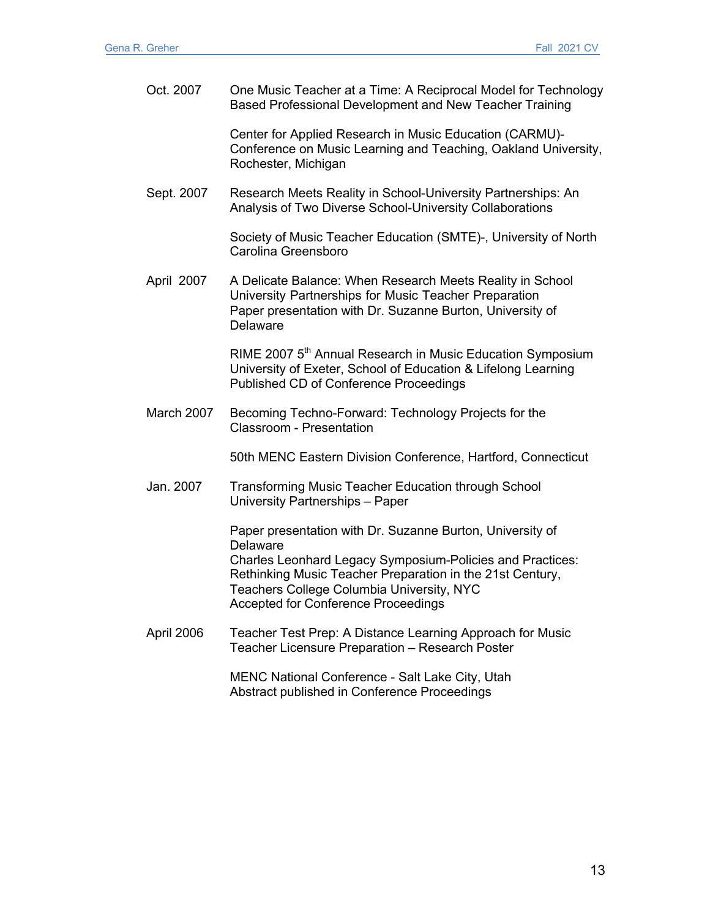Oct. 2007 One Music Teacher at a Time: A Reciprocal Model for Technology Based Professional Development and New Teacher Training

Center for Applied Research in Music Education (CARMU)- Conference on Music Learning and Teaching, Oakland University, Rochester, Michigan

Sept. 2007 Research Meets Reality in School-University Partnerships: An Analysis of Two Diverse School-University Collaborations

Society of Music Teacher Education (SMTE)-, University of North Carolina Greensboro

April 2007 A Delicate Balance: When Research Meets Reality in School University Partnerships for Music Teacher Preparation
Paper presentation with Dr. Suzanne Burton, University of Delaware

RIME 2007 5th Annual Research in Music Education Symposium
University of Exeter, School of Education & Lifelong Learning
Published CD of Conference Proceedings

March 2007 Becoming Techno-Forward: Technology Projects for the Classroom - Presentation

50th MENC Eastern Division Conference, Hartford, Connecticut

Jan. 2007 Transforming Music Teacher Education through School University Partnerships – Paper

Paper presentation with Dr. Suzanne Burton, University of Delaware
Charles Leonhard Legacy Symposium-Policies and Practices: Rethinking Music Teacher Preparation in the 21st Century, Teachers College Columbia University, NYC
Accepted for Conference Proceedings

April 2006 Teacher Test Prep: A Distance Learning Approach for Music Teacher Licensure Preparation – Research Poster

MENC National Conference - Salt Lake City, Utah
Abstract published in Conference Proceedings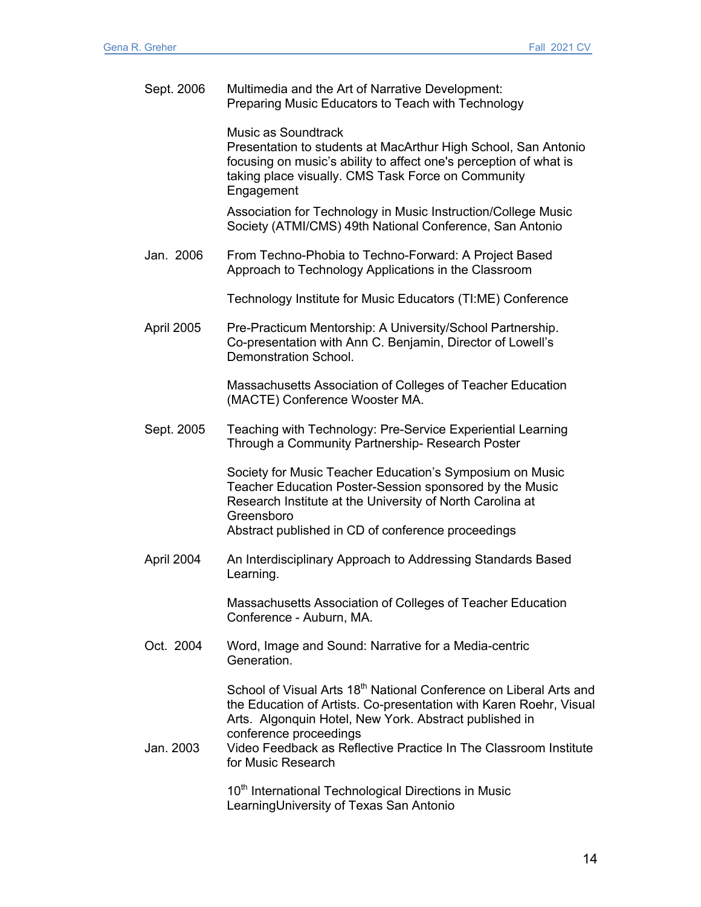Sept. 2006 Multimedia and the Art of Narrative Development: Preparing Music Educators to Teach with Technology

Music as Soundtrack
Presentation to students at MacArthur High School, San Antonio focusing on music's ability to affect one's perception of what is taking place visually. CMS Task Force on Community Engagement

Association for Technology in Music Instruction/College Music Society (ATMI/CMS) 49th National Conference, San Antonio

Jan. 2006 From Techno-Phobia to Techno-Forward: A Project Based Approach to Technology Applications in the Classroom

Technology Institute for Music Educators (TI:ME) Conference

April 2005 Pre-Practicum Mentorship: A University/School Partnership. Co-presentation with Ann C. Benjamin, Director of Lowell's Demonstration School.

Massachusetts Association of Colleges of Teacher Education (MACTE) Conference Wooster MA.

Sept. 2005 Teaching with Technology: Pre-Service Experiential Learning Through a Community Partnership- Research Poster

Society for Music Teacher Education's Symposium on Music Teacher Education Poster-Session sponsored by the Music Research Institute at the University of North Carolina at Greensboro
Abstract published in CD of conference proceedings

April 2004 An Interdisciplinary Approach to Addressing Standards Based Learning.

Massachusetts Association of Colleges of Teacher Education Conference - Auburn, MA.

Oct. 2004 Word, Image and Sound: Narrative for a Media-centric Generation.

School of Visual Arts 18th National Conference on Liberal Arts and the Education of Artists. Co-presentation with Karen Roehr, Visual Arts. Algonquin Hotel, New York. Abstract published in conference proceedings

Jan. 2003 Video Feedback as Reflective Practice In The Classroom Institute for Music Research

10th International Technological Directions in Music LearningUniversity of Texas San Antonio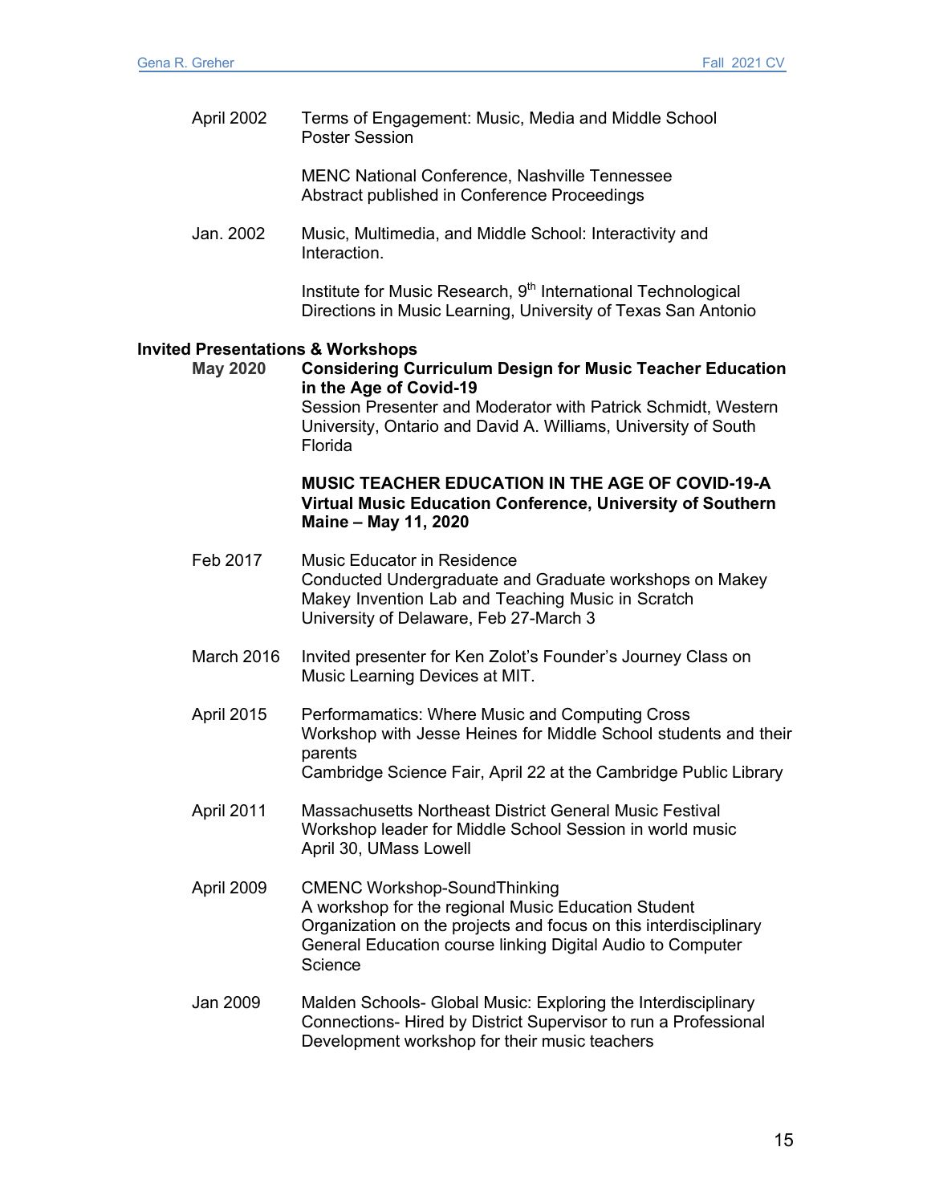April 2002 Terms of Engagement: Music, Media and Middle School
Poster Session

MENC National Conference, Nashville Tennessee
Abstract published in Conference Proceedings

Jan. 2002 Music, Multimedia, and Middle School: Interactivity and Interaction.

Institute for Music Research, 9th International Technological Directions in Music Learning, University of Texas San Antonio

**Invited Presentations & Workshops**

**May 2020** **Considering Curriculum Design for Music Teacher Education in the Age of Covid-19**
Session Presenter and Moderator with Patrick Schmidt, Western University, Ontario and David A. Williams, University of South Florida

**MUSIC TEACHER EDUCATION IN THE AGE OF COVID-19-A Virtual Music Education Conference, University of Southern Maine – May 11, 2020**

Feb 2017 Music Educator in Residence
Conducted Undergraduate and Graduate workshops on Makey Makey Invention Lab and Teaching Music in Scratch
University of Delaware, Feb 27-March 3

March 2016 Invited presenter for Ken Zolot's Founder's Journey Class on Music Learning Devices at MIT.

April 2015 Performamatics: Where Music and Computing Cross
Workshop with Jesse Heines for Middle School students and their parents
Cambridge Science Fair, April 22 at the Cambridge Public Library

April 2011 Massachusetts Northeast District General Music Festival
Workshop leader for Middle School Session in world music
April 30, UMass Lowell

April 2009 CMENC Workshop-SoundThinking
A workshop for the regional Music Education Student Organization on the projects and focus on this interdisciplinary General Education course linking Digital Audio to Computer Science

Jan 2009 Malden Schools- Global Music: Exploring the Interdisciplinary Connections- Hired by District Supervisor to run a Professional Development workshop for their music teachers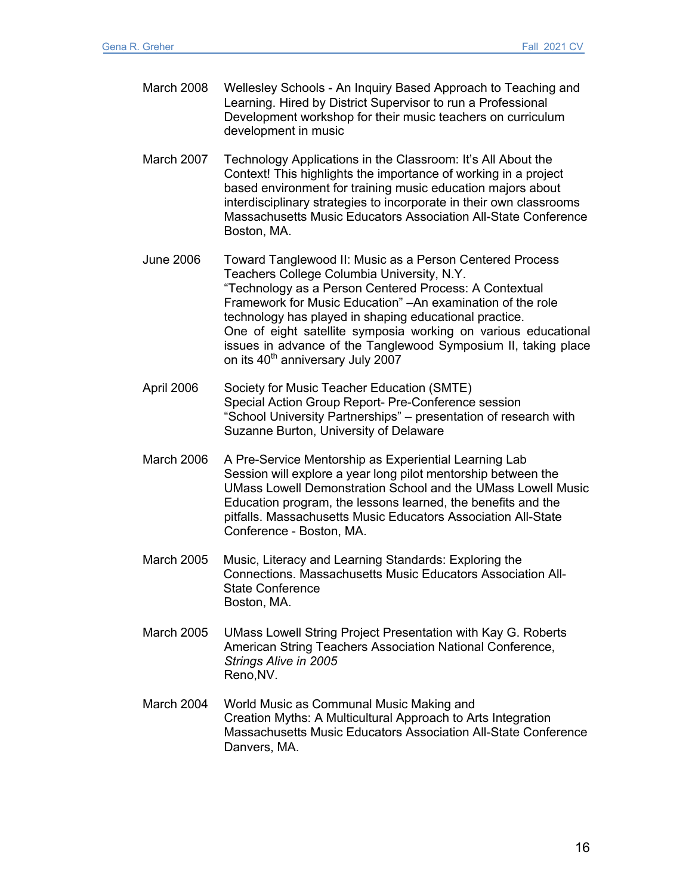March 2008 Wellesley Schools - An Inquiry Based Approach to Teaching and Learning. Hired by District Supervisor to run a Professional Development workshop for their music teachers on curriculum development in music

March 2007 Technology Applications in the Classroom: It's All About the Context! This highlights the importance of working in a project based environment for training music education majors about interdisciplinary strategies to incorporate in their own classrooms Massachusetts Music Educators Association All-State Conference Boston, MA.

June 2006 Toward Tanglewood II: Music as a Person Centered Process Teachers College Columbia University, N.Y.
"Technology as a Person Centered Process: A Contextual Framework for Music Education" –An examination of the role technology has played in shaping educational practice.
One of eight satellite symposia working on various educational issues in advance of the Tanglewood Symposium II, taking place on its 40th anniversary July 2007

April 2006 Society for Music Teacher Education (SMTE)
Special Action Group Report- Pre-Conference session
"School University Partnerships" – presentation of research with Suzanne Burton, University of Delaware

March 2006 A Pre-Service Mentorship as Experiential Learning Lab
Session will explore a year long pilot mentorship between the UMass Lowell Demonstration School and the UMass Lowell Music Education program, the lessons learned, the benefits and the pitfalls. Massachusetts Music Educators Association All-State Conference - Boston, MA.

March 2005 Music, Literacy and Learning Standards: Exploring the Connections. Massachusetts Music Educators Association All-State Conference
Boston, MA.

March 2005 UMass Lowell String Project Presentation with Kay G. Roberts
American String Teachers Association National Conference, *Strings Alive in 2005*
Reno,NV.

March 2004 World Music as Communal Music Making and
Creation Myths: A Multicultural Approach to Arts Integration
Massachusetts Music Educators Association All-State Conference
Danvers, MA.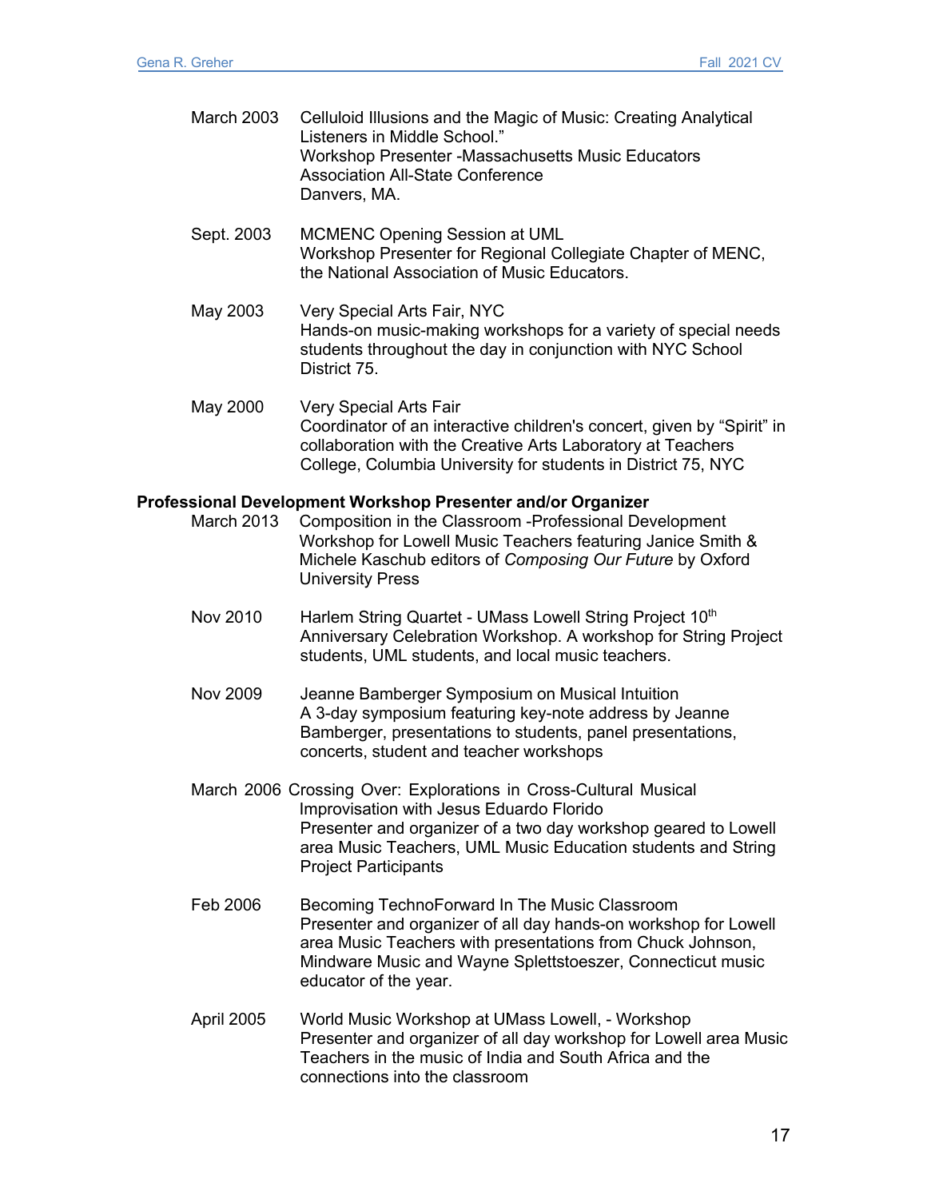March 2003 Celluloid Illusions and the Magic of Music: Creating Analytical Listeners in Middle School."
Workshop Presenter -Massachusetts Music Educators Association All-State Conference
Danvers, MA.

Sept. 2003 MCMENC Opening Session at UML
Workshop Presenter for Regional Collegiate Chapter of MENC, the National Association of Music Educators.

May 2003 Very Special Arts Fair, NYC
Hands-on music-making workshops for a variety of special needs students throughout the day in conjunction with NYC School District 75.

May 2000 Very Special Arts Fair
Coordinator of an interactive children's concert, given by "Spirit" in collaboration with the Creative Arts Laboratory at Teachers College, Columbia University for students in District 75, NYC

**Professional Development Workshop Presenter and/or Organizer**

March 2013 Composition in the Classroom -Professional Development Workshop for Lowell Music Teachers featuring Janice Smith & Michele Kaschub editors of *Composing Our Future* by Oxford University Press

Nov 2010 Harlem String Quartet - UMass Lowell String Project 10th Anniversary Celebration Workshop. A workshop for String Project students, UML students, and local music teachers.

Nov 2009 Jeanne Bamberger Symposium on Musical Intuition
A 3-day symposium featuring key-note address by Jeanne Bamberger, presentations to students, panel presentations, concerts, student and teacher workshops

March 2006 Crossing Over: Explorations in Cross-Cultural Musical Improvisation with Jesus Eduardo Florido
Presenter and organizer of a two day workshop geared to Lowell area Music Teachers, UML Music Education students and String Project Participants

Feb 2006 Becoming TechnoForward In The Music Classroom
Presenter and organizer of all day hands-on workshop for Lowell area Music Teachers with presentations from Chuck Johnson, Mindware Music and Wayne Splettstoeszer, Connecticut music educator of the year.

April 2005 World Music Workshop at UMass Lowell, - Workshop
Presenter and organizer of all day workshop for Lowell area Music Teachers in the music of India and South Africa and the connections into the classroom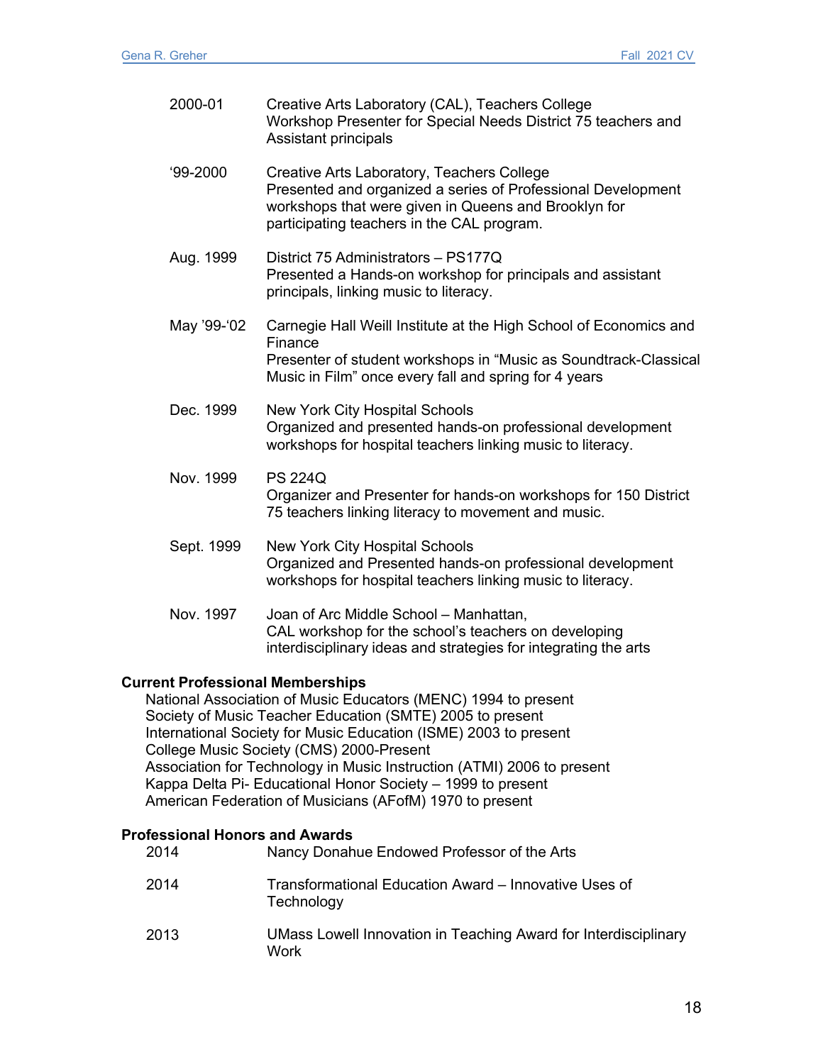2000-01 Creative Arts Laboratory (CAL), Teachers College
Workshop Presenter for Special Needs District 75 teachers and Assistant principals

'99-2000 Creative Arts Laboratory, Teachers College
Presented and organized a series of Professional Development workshops that were given in Queens and Brooklyn for participating teachers in the CAL program.

Aug. 1999 District 75 Administrators – PS177Q
Presented a Hands-on workshop for principals and assistant principals, linking music to literacy.

May '99-'02 Carnegie Hall Weill Institute at the High School of Economics and Finance
Presenter of student workshops in "Music as Soundtrack-Classical Music in Film" once every fall and spring for 4 years

Dec. 1999 New York City Hospital Schools
Organized and presented hands-on professional development workshops for hospital teachers linking music to literacy.

Nov. 1999 PS 224Q
Organizer and Presenter for hands-on workshops for 150 District 75 teachers linking literacy to movement and music.

Sept. 1999 New York City Hospital Schools
Organized and Presented hands-on professional development workshops for hospital teachers linking music to literacy.

Nov. 1997 Joan of Arc Middle School – Manhattan,
CAL workshop for the school's teachers on developing interdisciplinary ideas and strategies for integrating the arts

**Current Professional Memberships**

National Association of Music Educators (MENC) 1994 to present
Society of Music Teacher Education (SMTE) 2005 to present
International Society for Music Education (ISME) 2003 to present
College Music Society (CMS) 2000-Present
Association for Technology in Music Instruction (ATMI) 2006 to present
Kappa Delta Pi- Educational Honor Society – 1999 to present
American Federation of Musicians (AFofM) 1970 to present

**Professional Honors and Awards**

2014 Nancy Donahue Endowed Professor of the Arts

2014 Transformational Education Award – Innovative Uses of Technology

2013 UMass Lowell Innovation in Teaching Award for Interdisciplinary Work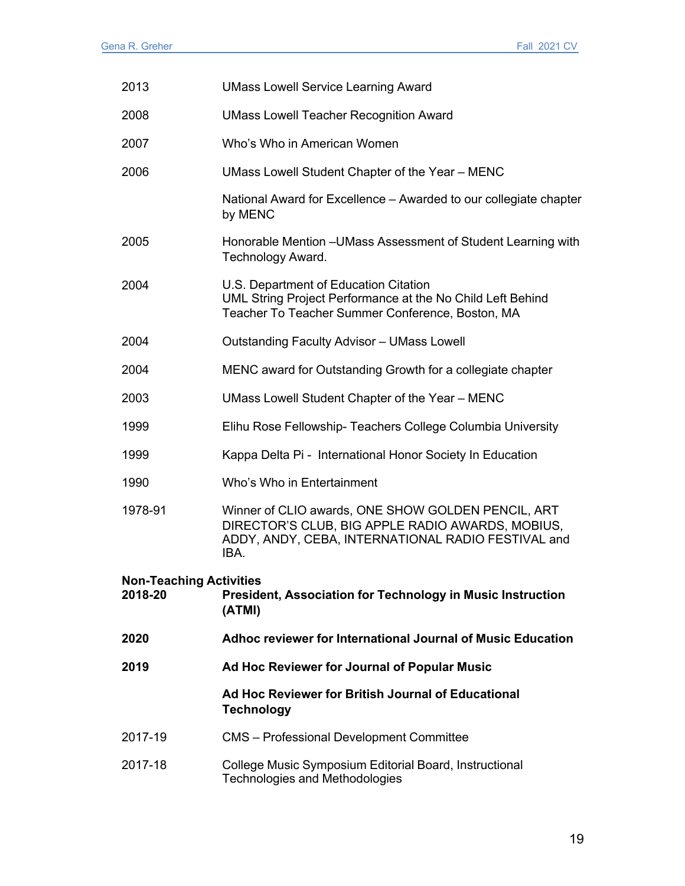| | |
|---|---|
| 2013 | UMass Lowell Service Learning Award |
| 2008 | UMass Lowell Teacher Recognition Award |
| 2007 | Who's Who in American Women |
| 2006 | UMass Lowell Student Chapter of the Year – MENC |
| | National Award for Excellence – Awarded to our collegiate chapter by MENC |
| 2005 | Honorable Mention –UMass Assessment of Student Learning with Technology Award. |
| 2004 | U.S. Department of Education Citation<br>UML String Project Performance at the No Child Left Behind Teacher To Teacher Summer Conference, Boston, MA |
| 2004 | Outstanding Faculty Advisor – UMass Lowell |
| 2004 | MENC award for Outstanding Growth for a collegiate chapter |
| 2003 | UMass Lowell Student Chapter of the Year – MENC |
| 1999 | Elihu Rose Fellowship- Teachers College Columbia University |
| 1999 | Kappa Delta Pi - International Honor Society In Education |
| 1990 | Who's Who in Entertainment |
| 1978-91 | Winner of CLIO awards, ONE SHOW GOLDEN PENCIL, ART DIRECTOR'S CLUB, BIG APPLE RADIO AWARDS, MOBIUS, ADDY, ANDY, CEBA, INTERNATIONAL RADIO FESTIVAL and IBA. |

**Non-Teaching Activities**

| | |
|---|---|
| **2018-20** | **President, Association for Technology in Music Instruction (ATMI)** |
| **2020** | **Adhoc reviewer for International Journal of Music Education** |
| **2019** | **Ad Hoc Reviewer for Journal of Popular Music** |
| | **Ad Hoc Reviewer for British Journal of Educational Technology** |
| 2017-19 | CMS – Professional Development Committee |
| 2017-18 | College Music Symposium Editorial Board, Instructional Technologies and Methodologies |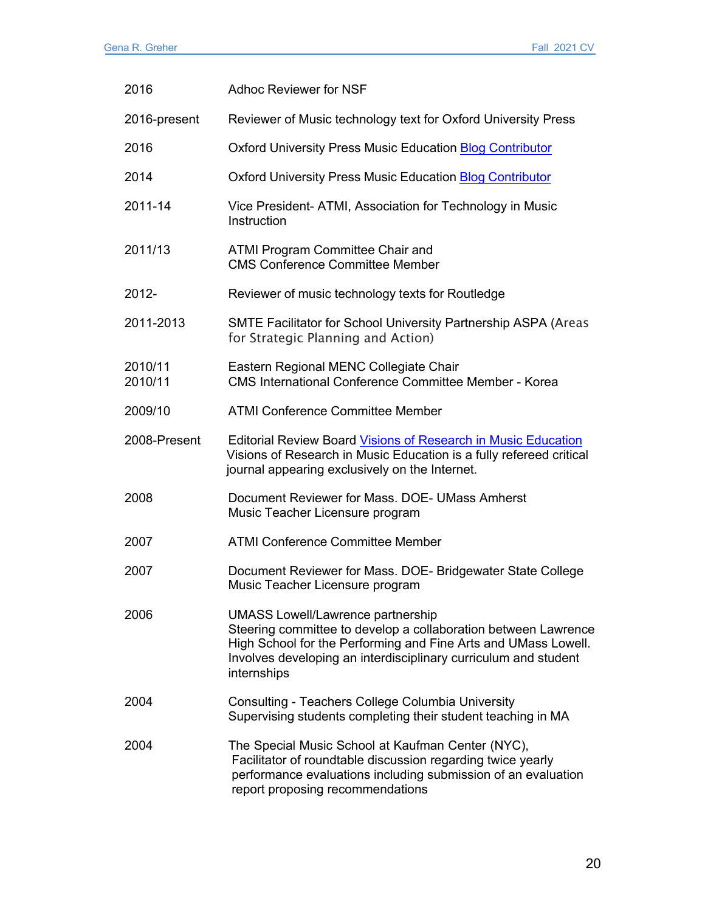| | |
|---|---|
| 2016 | Adhoc Reviewer for NSF |
| 2016-present | Reviewer of Music technology text for Oxford University Press |
| 2016 | Oxford University Press Music Education Blog Contributor |
| 2014 | Oxford University Press Music Education Blog Contributor |
| 2011-14 | Vice President- ATMI, Association for Technology in Music Instruction |
| 2011/13 | ATMI Program Committee Chair and CMS Conference Committee Member |
| 2012- | Reviewer of music technology texts for Routledge |
| 2011-2013 | SMTE Facilitator for School University Partnership ASPA (Areas for Strategic Planning and Action) |
| 2010/11 | Eastern Regional MENC Collegiate Chair |
| 2010/11 | CMS International Conference Committee Member - Korea |
| 2009/10 | ATMI Conference Committee Member |
| 2008-Present | Editorial Review Board Visions of Research in Music Education<br>Visions of Research in Music Education is a fully refereed critical journal appearing exclusively on the Internet. |
| 2008 | Document Reviewer for Mass. DOE- UMass Amherst Music Teacher Licensure program |
| 2007 | ATMI Conference Committee Member |
| 2007 | Document Reviewer for Mass. DOE- Bridgewater State College Music Teacher Licensure program |
| 2006 | UMASS Lowell/Lawrence partnership<br>Steering committee to develop a collaboration between Lawrence High School for the Performing and Fine Arts and UMass Lowell. Involves developing an interdisciplinary curriculum and student internships |
| 2004 | Consulting - Teachers College Columbia University<br>Supervising students completing their student teaching in MA |
| 2004 | The Special Music School at Kaufman Center (NYC),<br>Facilitator of roundtable discussion regarding twice yearly performance evaluations including submission of an evaluation report proposing recommendations |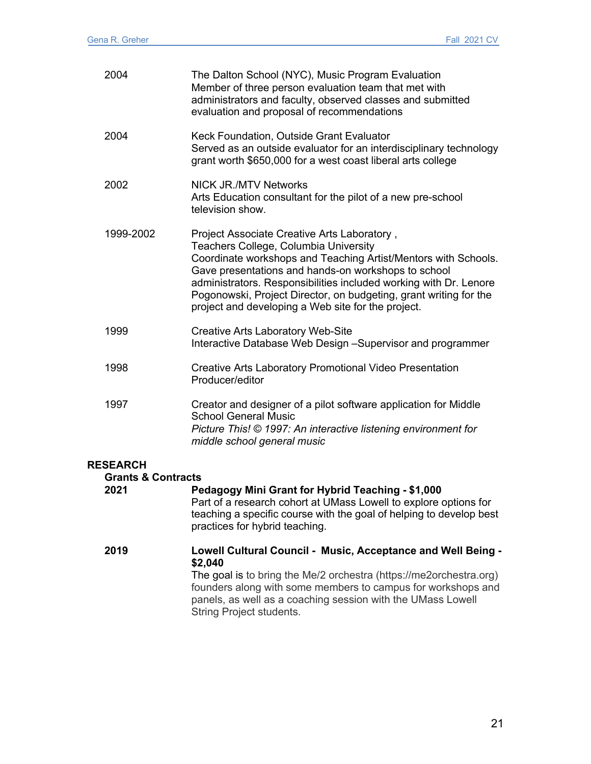2004 — The Dalton School (NYC), Music Program Evaluation
Member of three person evaluation team that met with administrators and faculty, observed classes and submitted evaluation and proposal of recommendations

2004 — Keck Foundation, Outside Grant Evaluator
Served as an outside evaluator for an interdisciplinary technology grant worth $650,000 for a west coast liberal arts college

2002 — NICK JR./MTV Networks
Arts Education consultant for the pilot of a new pre-school television show.

1999-2002 — Project Associate Creative Arts Laboratory ,
Teachers College, Columbia University
Coordinate workshops and Teaching Artist/Mentors with Schools. Gave presentations and hands-on workshops to school administrators. Responsibilities included working with Dr. Lenore Pogonowski, Project Director, on budgeting, grant writing for the project and developing a Web site for the project.

1999 — Creative Arts Laboratory Web-Site
Interactive Database Web Design –Supervisor and programmer

1998 — Creative Arts Laboratory Promotional Video Presentation
Producer/editor

1997 — Creator and designer of a pilot software application for Middle School General Music
*Picture This! © 1997: An interactive listening environment for middle school general music*

## RESEARCH

### Grants & Contracts

**2021** — **Pedagogy Mini Grant for Hybrid Teaching - $1,000**
Part of a research cohort at UMass Lowell to explore options for teaching a specific course with the goal of helping to develop best practices for hybrid teaching.

**2019** — **Lowell Cultural Council - Music, Acceptance and Well Being - $2,040**
The goal is to bring the Me/2 orchestra (https://me2orchestra.org) founders along with some members to campus for workshops and panels, as well as a coaching session with the UMass Lowell String Project students.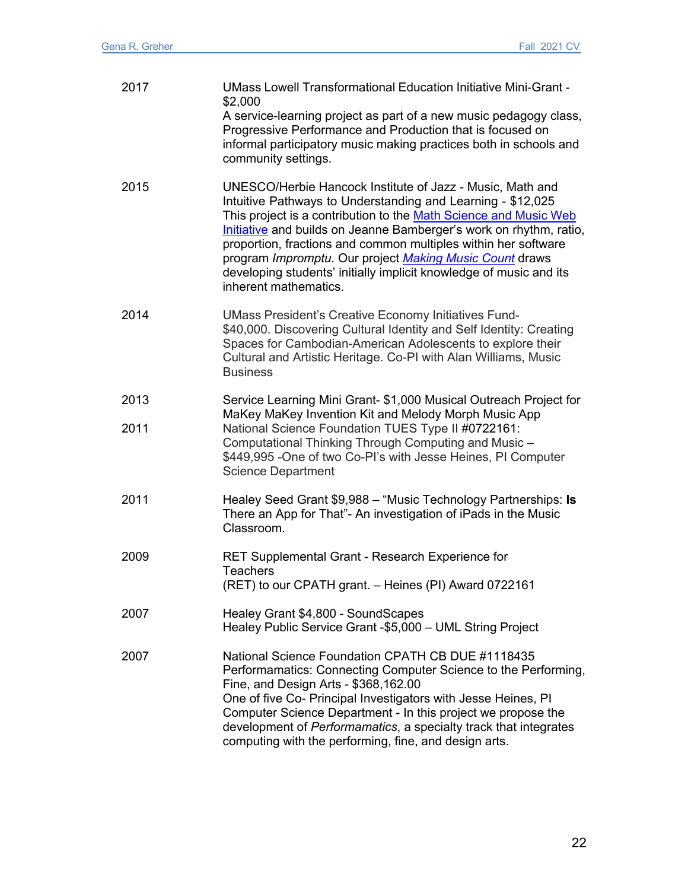2017 — UMass Lowell Transformational Education Initiative Mini-Grant - $2,000
A service-learning project as part of a new music pedagogy class, Progressive Performance and Production that is focused on informal participatory music making practices both in schools and community settings.

2015 — UNESCO/Herbie Hancock Institute of Jazz - Music, Math and Intuitive Pathways to Understanding and Learning - $12,025
This project is a contribution to the Math Science and Music Web Initiative and builds on Jeanne Bamberger's work on rhythm, ratio, proportion, fractions and common multiples within her software program *Impromptu*. Our project *Making Music Count* draws developing students' initially implicit knowledge of music and its inherent mathematics.

2014 — UMass President's Creative Economy Initiatives Fund- $40,000. Discovering Cultural Identity and Self Identity: Creating Spaces for Cambodian-American Adolescents to explore their Cultural and Artistic Heritage. Co-PI with Alan Williams, Music Business

2013 — Service Learning Mini Grant- $1,000 Musical Outreach Project for MaKey MaKey Invention Kit and Melody Morph Music App

2011 — National Science Foundation TUES Type II #0722161: Computational Thinking Through Computing and Music – $449,995 -One of two Co-PI's with Jesse Heines, PI Computer Science Department

2011 — Healey Seed Grant $9,988 – "Music Technology Partnerships: **Is** There an App for That"- An investigation of iPads in the Music Classroom.

2009 — RET Supplemental Grant - Research Experience for Teachers
(RET) to our CPATH grant. – Heines (PI) Award 0722161

2007 — Healey Grant $4,800 - SoundScapes
Healey Public Service Grant -$5,000 – UML String Project

2007 — National Science Foundation CPATH CB DUE #1118435 Performamatics: Connecting Computer Science to the Performing, Fine, and Design Arts - $368,162.00
One of five Co- Principal Investigators with Jesse Heines, PI Computer Science Department - In this project we propose the development of *Performamatics*, a specialty track that integrates computing with the performing, fine, and design arts.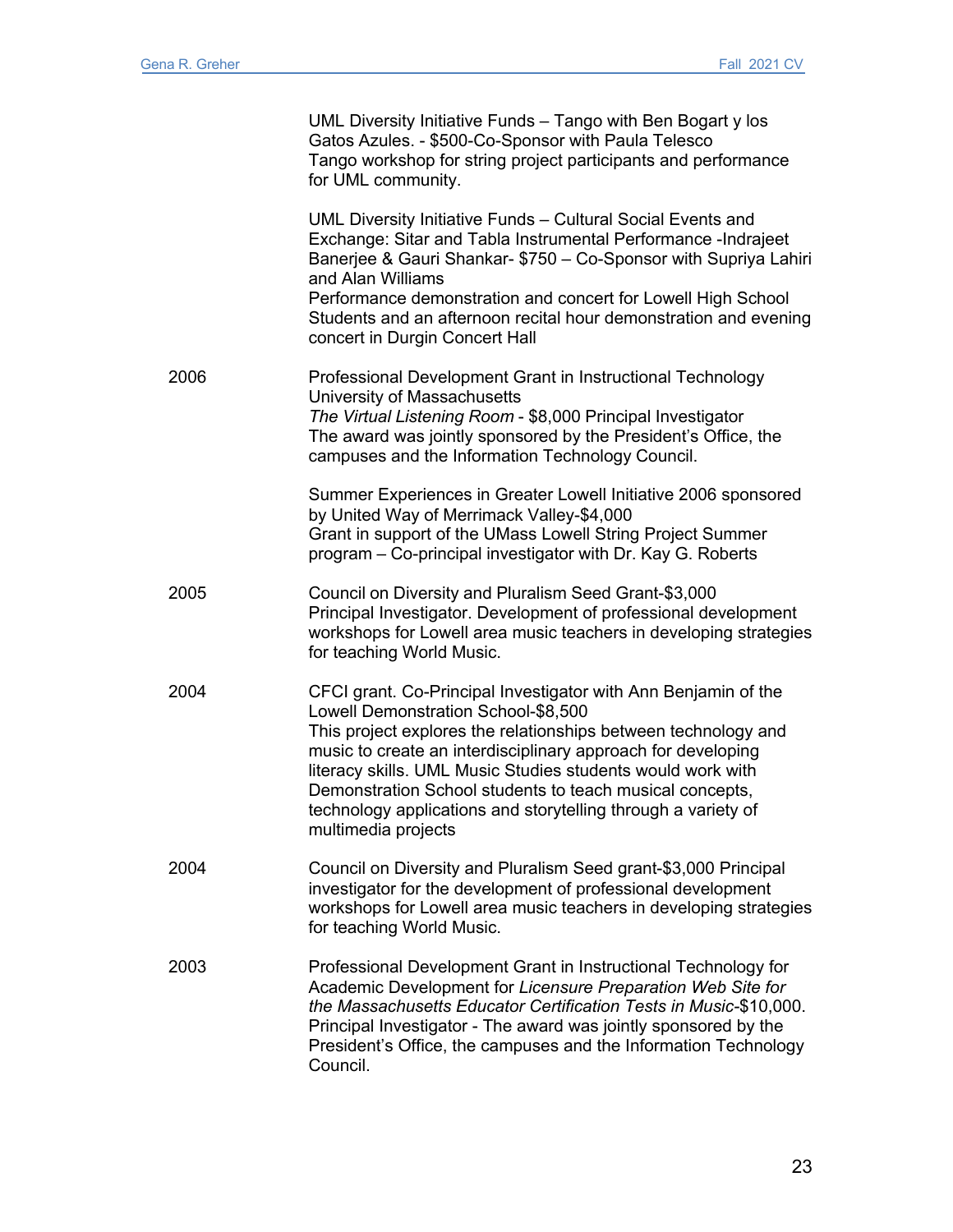| | |
|---|---|
| | UML Diversity Initiative Funds – Tango with Ben Bogart y los Gatos Azules. - $500-Co-Sponsor with Paula Telesco<br>Tango workshop for string project participants and performance for UML community. |
| | UML Diversity Initiative Funds – Cultural Social Events and Exchange: Sitar and Tabla Instrumental Performance -Indrajeet Banerjee & Gauri Shankar- $750 – Co-Sponsor with Supriya Lahiri and Alan Williams<br>Performance demonstration and concert for Lowell High School Students and an afternoon recital hour demonstration and evening concert in Durgin Concert Hall |
| 2006 | Professional Development Grant in Instructional Technology University of Massachusetts<br>*The Virtual Listening Room* - $8,000 Principal Investigator<br>The award was jointly sponsored by the President's Office, the campuses and the Information Technology Council. |
| | Summer Experiences in Greater Lowell Initiative 2006 sponsored by United Way of Merrimack Valley-$4,000<br>Grant in support of the UMass Lowell String Project Summer program – Co-principal investigator with Dr. Kay G. Roberts |
| 2005 | Council on Diversity and Pluralism Seed Grant-$3,000<br>Principal Investigator. Development of professional development workshops for Lowell area music teachers in developing strategies for teaching World Music. |
| 2004 | CFCI grant. Co-Principal Investigator with Ann Benjamin of the Lowell Demonstration School-$8,500<br>This project explores the relationships between technology and music to create an interdisciplinary approach for developing literacy skills. UML Music Studies students would work with Demonstration School students to teach musical concepts, technology applications and storytelling through a variety of multimedia projects |
| 2004 | Council on Diversity and Pluralism Seed grant-$3,000 Principal investigator for the development of professional development workshops for Lowell area music teachers in developing strategies for teaching World Music. |
| 2003 | Professional Development Grant in Instructional Technology for Academic Development for *Licensure Preparation Web Site for the Massachusetts Educator Certification Tests in Music*-$10,000. Principal Investigator - The award was jointly sponsored by the President's Office, the campuses and the Information Technology Council. |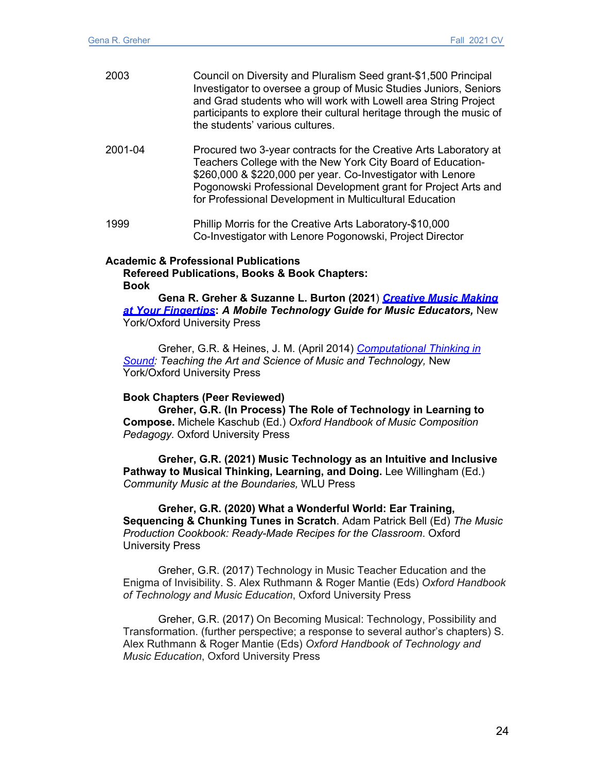| | |
|---|---|
| 2003 | Council on Diversity and Pluralism Seed grant-$1,500 Principal Investigator to oversee a group of Music Studies Juniors, Seniors and Grad students who will work with Lowell area String Project participants to explore their cultural heritage through the music of the students' various cultures. |
| 2001-04 | Procured two 3-year contracts for the Creative Arts Laboratory at Teachers College with the New York City Board of Education-$260,000 & $220,000 per year. Co-Investigator with Lenore Pogonowski Professional Development grant for Project Arts and for Professional Development in Multicultural Education |
| 1999 | Phillip Morris for the Creative Arts Laboratory-$10,000 Co-Investigator with Lenore Pogonowski, Project Director |

**Academic & Professional Publications**

**Refereed Publications, Books & Book Chapters:**

**Book**

**Gena R. Greher & Suzanne L. Burton (2021)** ***Creative Music Making at Your Fingertips*****:** ***A Mobile Technology Guide for Music Educators,*** New York/Oxford University Press

Greher, G.R. & Heines, J. M. (April 2014) *Computational Thinking in Sound: Teaching the Art and Science of Music and Technology,* New York/Oxford University Press

**Book Chapters (Peer Reviewed)**

**Greher, G.R. (In Process) The Role of Technology in Learning to Compose.** Michele Kaschub (Ed.) *Oxford Handbook of Music Composition Pedagogy.* Oxford University Press

**Greher, G.R. (2021) Music Technology as an Intuitive and Inclusive Pathway to Musical Thinking, Learning, and Doing.** Lee Willingham (Ed.) *Community Music at the Boundaries,* WLU Press

**Greher, G.R. (2020) What a Wonderful World: Ear Training, Sequencing & Chunking Tunes in Scratch**. Adam Patrick Bell (Ed) *The Music Production Cookbook: Ready-Made Recipes for the Classroom*. Oxford University Press

Greher, G.R. (2017) Technology in Music Teacher Education and the Enigma of Invisibility. S. Alex Ruthmann & Roger Mantie (Eds) *Oxford Handbook of Technology and Music Education*, Oxford University Press

Greher, G.R. (2017) On Becoming Musical: Technology, Possibility and Transformation. (further perspective; a response to several author's chapters) S. Alex Ruthmann & Roger Mantie (Eds) *Oxford Handbook of Technology and Music Education*, Oxford University Press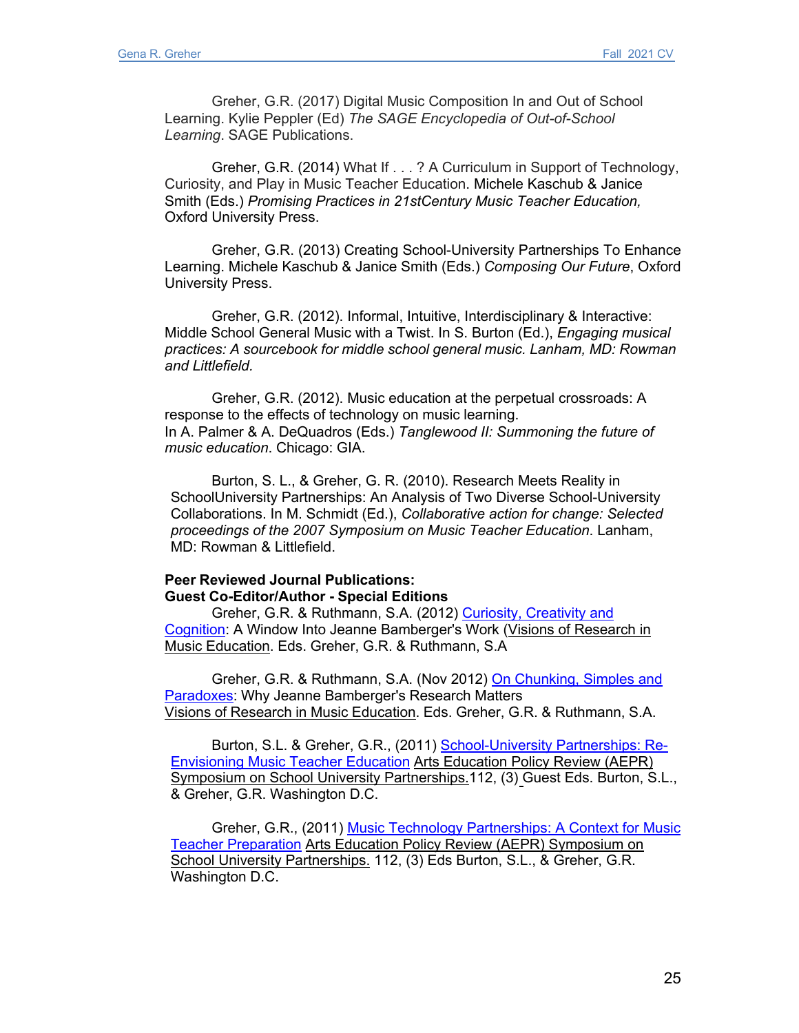Greher, G.R. (2017) Digital Music Composition In and Out of School Learning. Kylie Peppler (Ed) *The SAGE Encyclopedia of Out-of-School Learning*. SAGE Publications.

Greher, G.R. (2014) What If . . . ? A Curriculum in Support of Technology, Curiosity, and Play in Music Teacher Education. Michele Kaschub & Janice Smith (Eds.) *Promising Practices in 21stCentury Music Teacher Education,* Oxford University Press.

Greher, G.R. (2013) Creating School-University Partnerships To Enhance Learning. Michele Kaschub & Janice Smith (Eds.) *Composing Our Future*, Oxford University Press.

Greher, G.R. (2012). Informal, Intuitive, Interdisciplinary & Interactive: Middle School General Music with a Twist. In S. Burton (Ed.), *Engaging musical practices: A sourcebook for middle school general music. Lanham, MD: Rowman and Littlefield.*

Greher, G.R. (2012). Music education at the perpetual crossroads: A response to the effects of technology on music learning. In A. Palmer & A. DeQuadros (Eds.) *Tanglewood II: Summoning the future of music education*. Chicago: GIA.

Burton, S. L., & Greher, G. R. (2010). Research Meets Reality in SchoolUniversity Partnerships: An Analysis of Two Diverse School-University Collaborations. In M. Schmidt (Ed.), *Collaborative action for change: Selected proceedings of the 2007 Symposium on Music Teacher Education*. Lanham, MD: Rowman & Littlefield.

**Peer Reviewed Journal Publications:**
**Guest Co-Editor/Author - Special Editions**

Greher, G.R. & Ruthmann, S.A. (2012) Curiosity, Creativity and Cognition: A Window Into Jeanne Bamberger's Work (Visions of Research in Music Education. Eds. Greher, G.R. & Ruthmann, S.A

Greher, G.R. & Ruthmann, S.A. (Nov 2012) On Chunking, Simples and Paradoxes: Why Jeanne Bamberger's Research Matters Visions of Research in Music Education. Eds. Greher, G.R. & Ruthmann, S.A.

Burton, S.L. & Greher, G.R., (2011) School-University Partnerships: Re-Envisioning Music Teacher Education Arts Education Policy Review (AEPR) Symposium on School University Partnerships.112, (3) Guest Eds. Burton, S.L., & Greher, G.R. Washington D.C.

Greher, G.R., (2011) Music Technology Partnerships: A Context for Music Teacher Preparation Arts Education Policy Review (AEPR) Symposium on School University Partnerships. 112, (3) Eds Burton, S.L., & Greher, G.R. Washington D.C.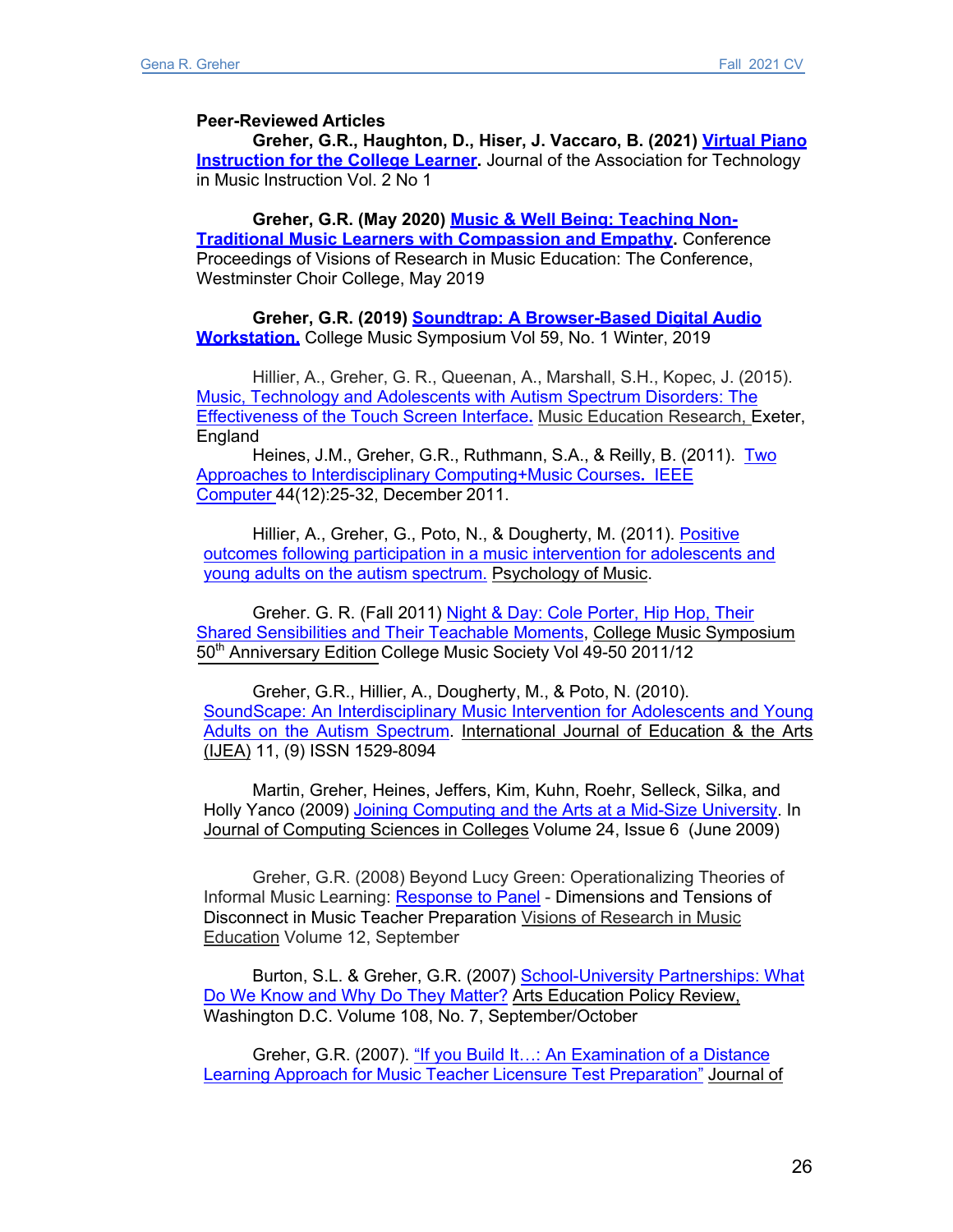**Peer-Reviewed Articles**

**Greher, G.R., Haughton, D., Hiser, J. Vaccaro, B. (2021) Virtual Piano Instruction for the College Learner.** Journal of the Association for Technology in Music Instruction Vol. 2 No 1

**Greher, G.R. (May 2020) Music & Well Being: Teaching Non-Traditional Music Learners with Compassion and Empathy.** Conference Proceedings of Visions of Research in Music Education: The Conference, Westminster Choir College, May 2019

**Greher, G.R. (2019) Soundtrap: A Browser-Based Digital Audio Workstation.** College Music Symposium Vol 59, No. 1 Winter, 2019

Hillier, A., Greher, G. R., Queenan, A., Marshall, S.H., Kopec, J. (2015). Music, Technology and Adolescents with Autism Spectrum Disorders: The Effectiveness of the Touch Screen Interface**.** Music Education Research, Exeter, England

Heines, J.M., Greher, G.R., Ruthmann, S.A., & Reilly, B. (2011). Two Approaches to Interdisciplinary Computing+Music Courses**.** IEEE Computer 44(12):25-32, December 2011.

Hillier, A., Greher, G., Poto, N., & Dougherty, M. (2011). Positive outcomes following participation in a music intervention for adolescents and young adults on the autism spectrum. Psychology of Music.

Greher. G. R. (Fall 2011) Night & Day: Cole Porter, Hip Hop, Their Shared Sensibilities and Their Teachable Moments, College Music Symposium 50th Anniversary Edition College Music Society Vol 49-50 2011/12

Greher, G.R., Hillier, A., Dougherty, M., & Poto, N. (2010). SoundScape: An Interdisciplinary Music Intervention for Adolescents and Young Adults on the Autism Spectrum. International Journal of Education & the Arts (IJEA) 11, (9) ISSN 1529-8094

Martin, Greher, Heines, Jeffers, Kim, Kuhn, Roehr, Selleck, Silka, and Holly Yanco (2009) Joining Computing and the Arts at a Mid-Size University. In Journal of Computing Sciences in Colleges Volume 24, Issue 6 (June 2009)

Greher, G.R. (2008) Beyond Lucy Green: Operationalizing Theories of Informal Music Learning: Response to Panel - Dimensions and Tensions of Disconnect in Music Teacher Preparation Visions of Research in Music Education Volume 12, September

Burton, S.L. & Greher, G.R. (2007) School-University Partnerships: What Do We Know and Why Do They Matter? Arts Education Policy Review, Washington D.C. Volume 108, No. 7, September/October

Greher, G.R. (2007). "If you Build It…: An Examination of a Distance Learning Approach for Music Teacher Licensure Test Preparation" Journal of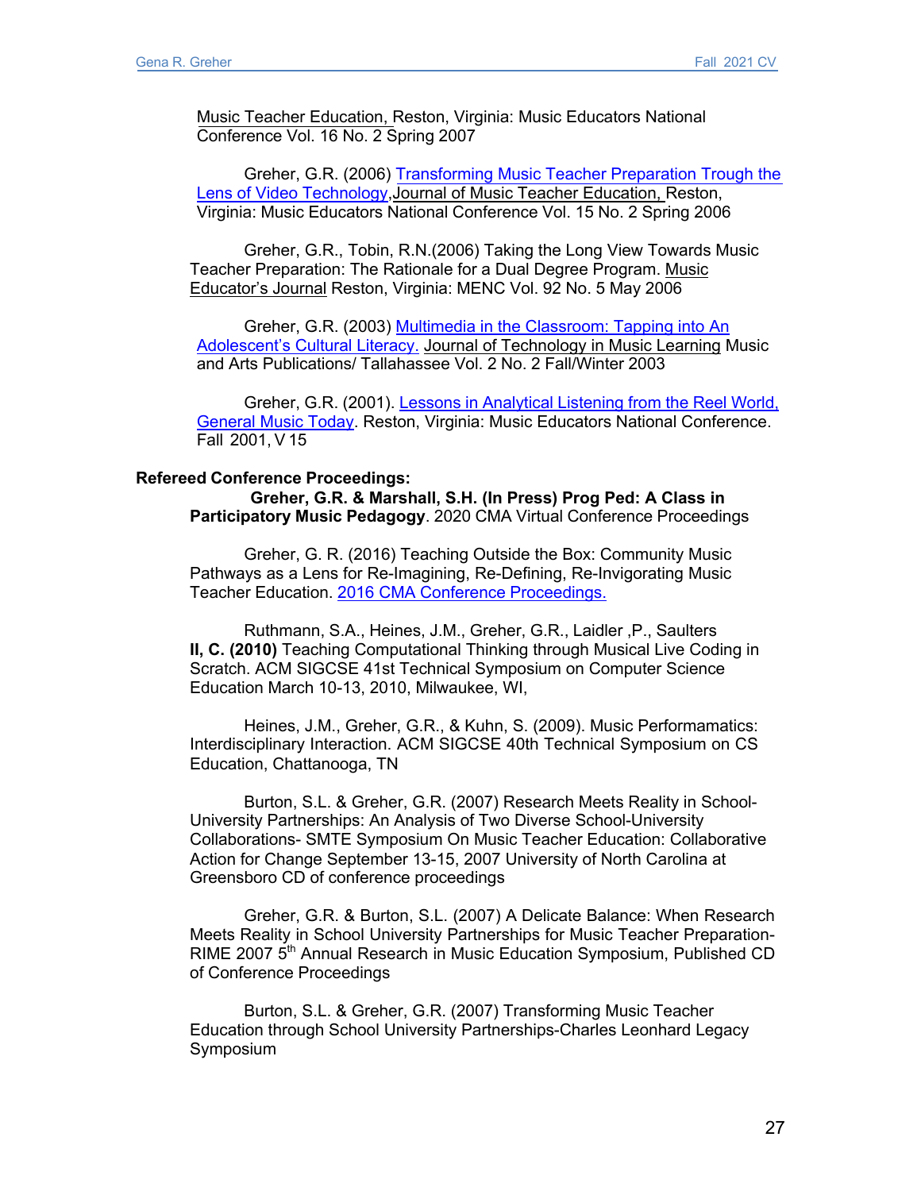Music Teacher Education, Reston, Virginia: Music Educators National Conference Vol. 16 No. 2 Spring 2007

Greher, G.R. (2006) Transforming Music Teacher Preparation Trough the Lens of Video Technology, Journal of Music Teacher Education, Reston, Virginia: Music Educators National Conference Vol. 15 No. 2 Spring 2006

Greher, G.R., Tobin, R.N.(2006) Taking the Long View Towards Music Teacher Preparation: The Rationale for a Dual Degree Program. Music Educator's Journal Reston, Virginia: MENC Vol. 92 No. 5 May 2006

Greher, G.R. (2003) Multimedia in the Classroom: Tapping into An Adolescent's Cultural Literacy. Journal of Technology in Music Learning Music and Arts Publications/ Tallahassee Vol. 2 No. 2 Fall/Winter 2003

Greher, G.R. (2001). Lessons in Analytical Listening from the Reel World, General Music Today. Reston, Virginia: Music Educators National Conference. Fall 2001, V 15

**Refereed Conference Proceedings:**

**Greher, G.R. & Marshall, S.H. (In Press) Prog Ped: A Class in Participatory Music Pedagogy**. 2020 CMA Virtual Conference Proceedings

Greher, G. R. (2016) Teaching Outside the Box: Community Music Pathways as a Lens for Re-Imagining, Re-Defining, Re-Invigorating Music Teacher Education. 2016 CMA Conference Proceedings.

Ruthmann, S.A., Heines, J.M., Greher, G.R., Laidler ,P., Saulters **II, C. (2010)** Teaching Computational Thinking through Musical Live Coding in Scratch. ACM SIGCSE 41st Technical Symposium on Computer Science Education March 10-13, 2010, Milwaukee, WI,

Heines, J.M., Greher, G.R., & Kuhn, S. (2009). Music Performamatics: Interdisciplinary Interaction. ACM SIGCSE 40th Technical Symposium on CS Education, Chattanooga, TN

Burton, S.L. & Greher, G.R. (2007) Research Meets Reality in School-University Partnerships: An Analysis of Two Diverse School-University Collaborations- SMTE Symposium On Music Teacher Education: Collaborative Action for Change September 13-15, 2007 University of North Carolina at Greensboro CD of conference proceedings

Greher, G.R. & Burton, S.L. (2007) A Delicate Balance: When Research Meets Reality in School University Partnerships for Music Teacher Preparation-RIME 2007 5th Annual Research in Music Education Symposium, Published CD of Conference Proceedings

Burton, S.L. & Greher, G.R. (2007) Transforming Music Teacher Education through School University Partnerships-Charles Leonhard Legacy Symposium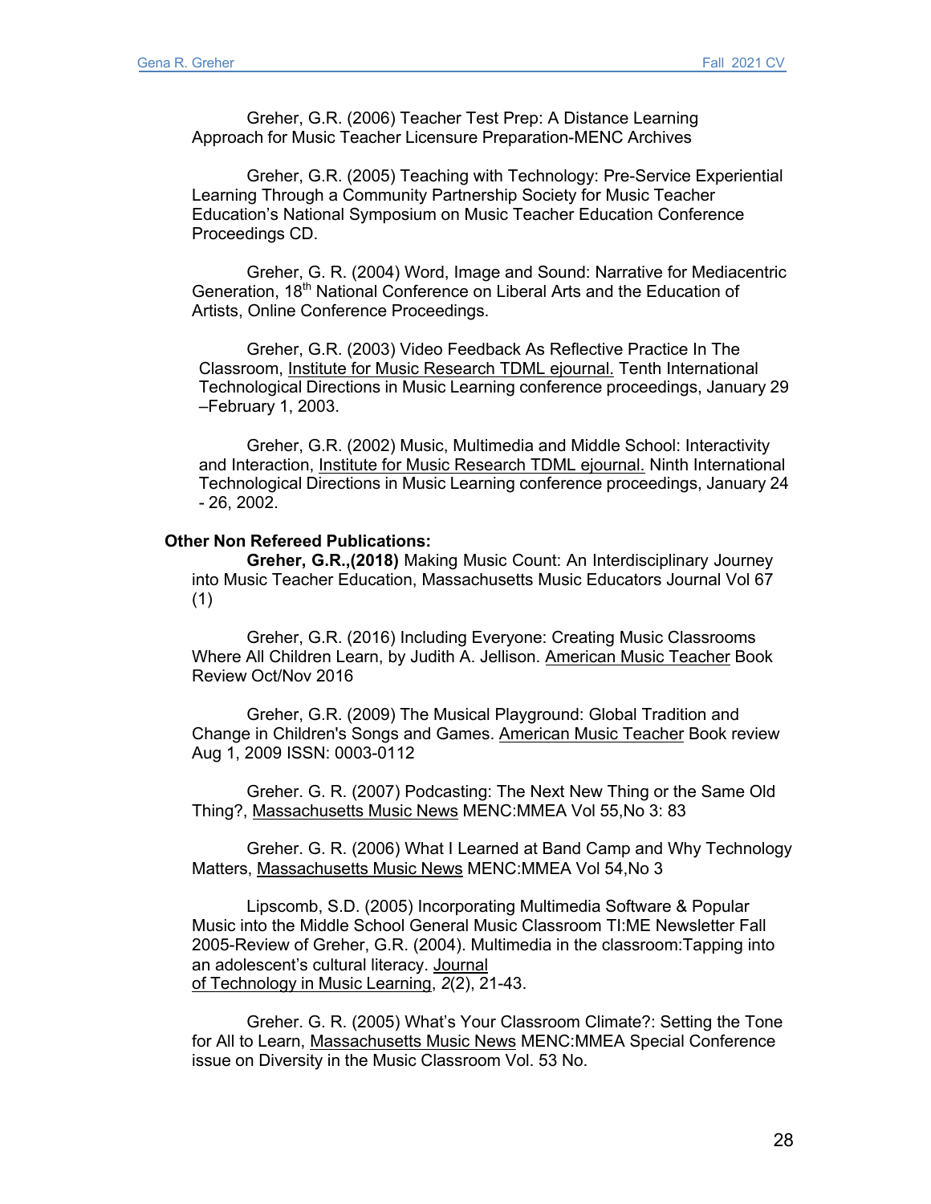Greher, G.R. (2006) Teacher Test Prep: A Distance Learning Approach for Music Teacher Licensure Preparation-MENC Archives

Greher, G.R. (2005) Teaching with Technology: Pre-Service Experiential Learning Through a Community Partnership Society for Music Teacher Education's National Symposium on Music Teacher Education Conference Proceedings CD.

Greher, G. R. (2004) Word, Image and Sound: Narrative for Mediacentric Generation, 18th National Conference on Liberal Arts and the Education of Artists, Online Conference Proceedings.

Greher, G.R. (2003) Video Feedback As Reflective Practice In The Classroom, Institute for Music Research TDML ejournal. Tenth International Technological Directions in Music Learning conference proceedings, January 29 –February 1, 2003.

Greher, G.R. (2002) Music, Multimedia and Middle School: Interactivity and Interaction, Institute for Music Research TDML ejournal. Ninth International Technological Directions in Music Learning conference proceedings, January 24 - 26, 2002.

**Other Non Refereed Publications:**

**Greher, G.R.,(2018)** Making Music Count: An Interdisciplinary Journey into Music Teacher Education, Massachusetts Music Educators Journal Vol 67 (1)

Greher, G.R. (2016) Including Everyone: Creating Music Classrooms Where All Children Learn, by Judith A. Jellison. American Music Teacher Book Review Oct/Nov 2016

Greher, G.R. (2009) The Musical Playground: Global Tradition and Change in Children's Songs and Games. American Music Teacher Book review Aug 1, 2009 ISSN: 0003-0112

Greher. G. R. (2007) Podcasting: The Next New Thing or the Same Old Thing?, Massachusetts Music News MENC:MMEA Vol 55,No 3: 83

Greher. G. R. (2006) What I Learned at Band Camp and Why Technology Matters, Massachusetts Music News MENC:MMEA Vol 54,No 3

Lipscomb, S.D. (2005) Incorporating Multimedia Software & Popular Music into the Middle School General Music Classroom TI:ME Newsletter Fall 2005-Review of Greher, G.R. (2004). Multimedia in the classroom:Tapping into an adolescent's cultural literacy. Journal of Technology in Music Learning, *2*(2), 21-43.

Greher. G. R. (2005) What's Your Classroom Climate?: Setting the Tone for All to Learn, Massachusetts Music News MENC:MMEA Special Conference issue on Diversity in the Music Classroom Vol. 53 No.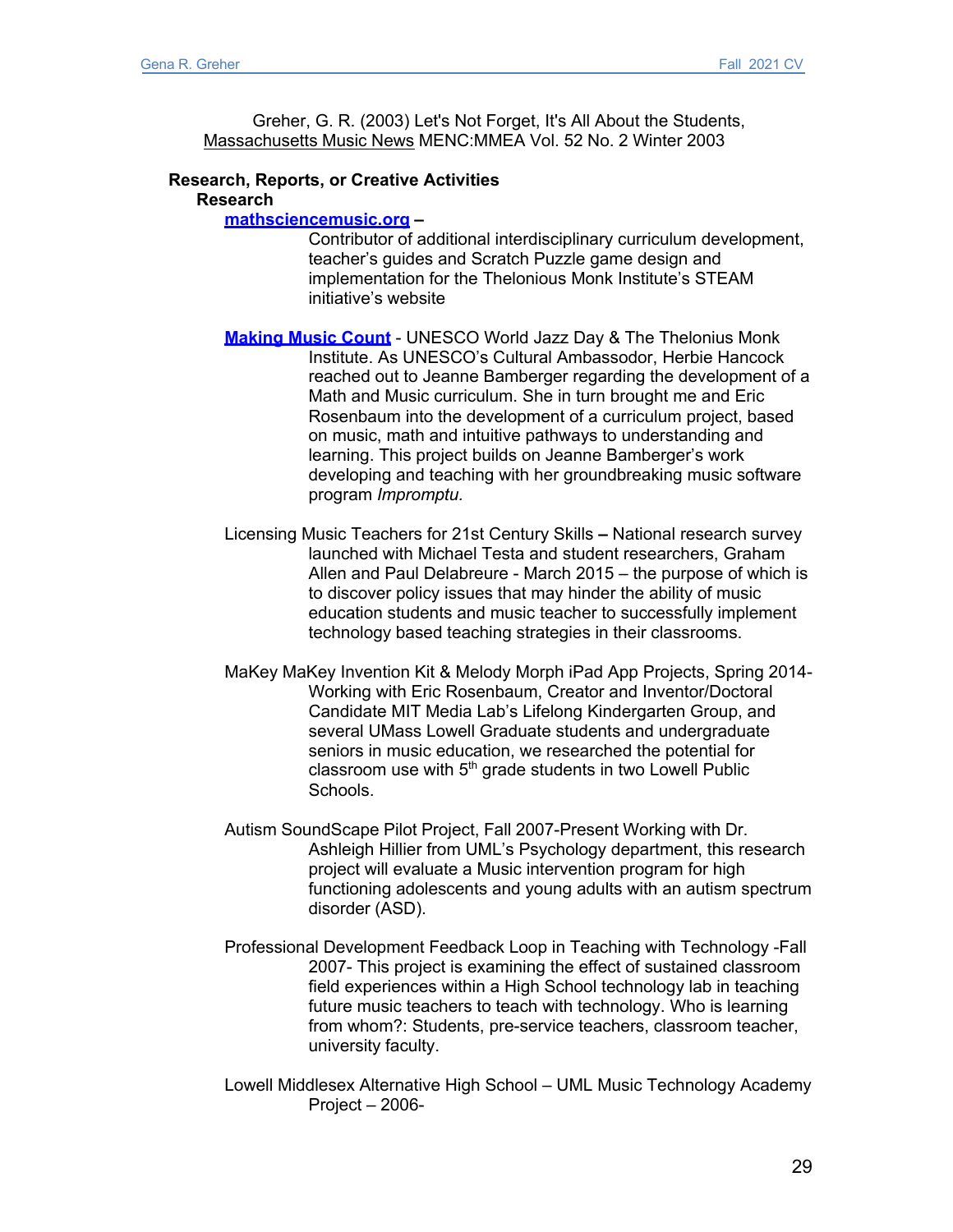Greher, G. R. (2003) Let's Not Forget, It's All About the Students, Massachusetts Music News MENC:MMEA Vol. 52 No. 2 Winter 2003

**Research, Reports, or Creative Activities**

**Research**

**mathsciencemusic.org** –
Contributor of additional interdisciplinary curriculum development, teacher's guides and Scratch Puzzle game design and implementation for the Thelonious Monk Institute's STEAM initiative's website

**Making Music Count** - UNESCO World Jazz Day & The Thelonius Monk Institute. As UNESCO's Cultural Ambassodor, Herbie Hancock reached out to Jeanne Bamberger regarding the development of a Math and Music curriculum. She in turn brought me and Eric Rosenbaum into the development of a curriculum project, based on music, math and intuitive pathways to understanding and learning. This project builds on Jeanne Bamberger's work developing and teaching with her groundbreaking music software program *Impromptu.*

Licensing Music Teachers for 21st Century Skills **–** National research survey launched with Michael Testa and student researchers, Graham Allen and Paul Delabreure - March 2015 – the purpose of which is to discover policy issues that may hinder the ability of music education students and music teacher to successfully implement technology based teaching strategies in their classrooms.

MaKey MaKey Invention Kit & Melody Morph iPad App Projects, Spring 2014- Working with Eric Rosenbaum, Creator and Inventor/Doctoral Candidate MIT Media Lab's Lifelong Kindergarten Group, and several UMass Lowell Graduate students and undergraduate seniors in music education, we researched the potential for classroom use with 5th grade students in two Lowell Public Schools.

Autism SoundScape Pilot Project, Fall 2007-Present Working with Dr. Ashleigh Hillier from UML's Psychology department, this research project will evaluate a Music intervention program for high functioning adolescents and young adults with an autism spectrum disorder (ASD).

Professional Development Feedback Loop in Teaching with Technology -Fall 2007- This project is examining the effect of sustained classroom field experiences within a High School technology lab in teaching future music teachers to teach with technology. Who is learning from whom?: Students, pre-service teachers, classroom teacher, university faculty.

Lowell Middlesex Alternative High School – UML Music Technology Academy Project – 2006-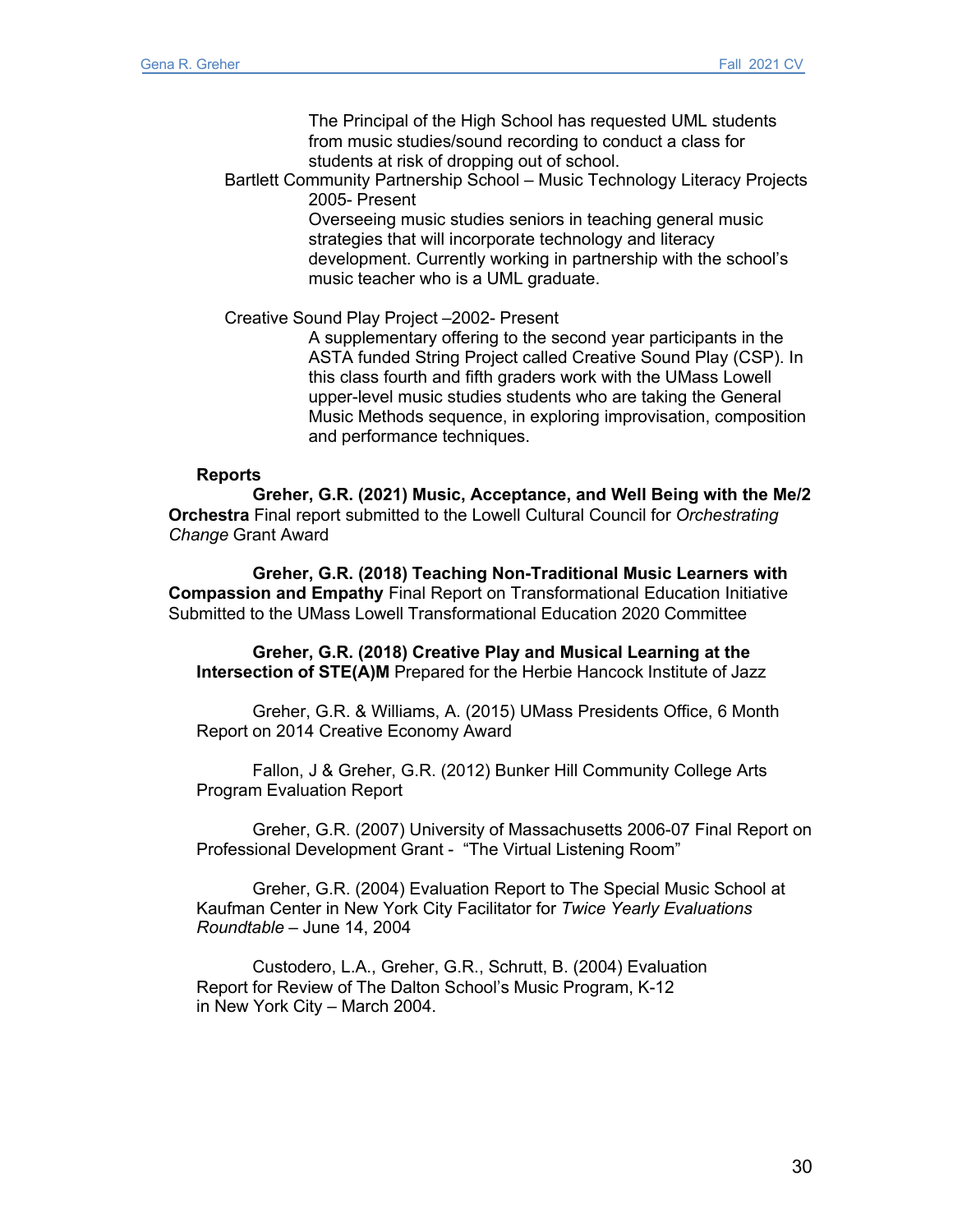The Principal of the High School has requested UML students from music studies/sound recording to conduct a class for students at risk of dropping out of school.

Bartlett Community Partnership School – Music Technology Literacy Projects 2005- Present

Overseeing music studies seniors in teaching general music strategies that will incorporate technology and literacy development. Currently working in partnership with the school's music teacher who is a UML graduate.

Creative Sound Play Project –2002- Present

A supplementary offering to the second year participants in the ASTA funded String Project called Creative Sound Play (CSP). In this class fourth and fifth graders work with the UMass Lowell upper-level music studies students who are taking the General Music Methods sequence, in exploring improvisation, composition and performance techniques.

**Reports**

**Greher, G.R. (2021) Music, Acceptance, and Well Being with the Me/2 Orchestra** Final report submitted to the Lowell Cultural Council for *Orchestrating Change* Grant Award

**Greher, G.R. (2018) Teaching Non-Traditional Music Learners with Compassion and Empathy** Final Report on Transformational Education Initiative Submitted to the UMass Lowell Transformational Education 2020 Committee

**Greher, G.R. (2018) Creative Play and Musical Learning at the Intersection of STE(A)M** Prepared for the Herbie Hancock Institute of Jazz

Greher, G.R. & Williams, A. (2015) UMass Presidents Office, 6 Month Report on 2014 Creative Economy Award

Fallon, J & Greher, G.R. (2012) Bunker Hill Community College Arts Program Evaluation Report

Greher, G.R. (2007) University of Massachusetts 2006-07 Final Report on Professional Development Grant - "The Virtual Listening Room"

Greher, G.R. (2004) Evaluation Report to The Special Music School at Kaufman Center in New York City Facilitator for *Twice Yearly Evaluations Roundtable* – June 14, 2004

Custodero, L.A., Greher, G.R., Schrutt, B. (2004) Evaluation Report for Review of The Dalton School's Music Program, K-12 in New York City – March 2004.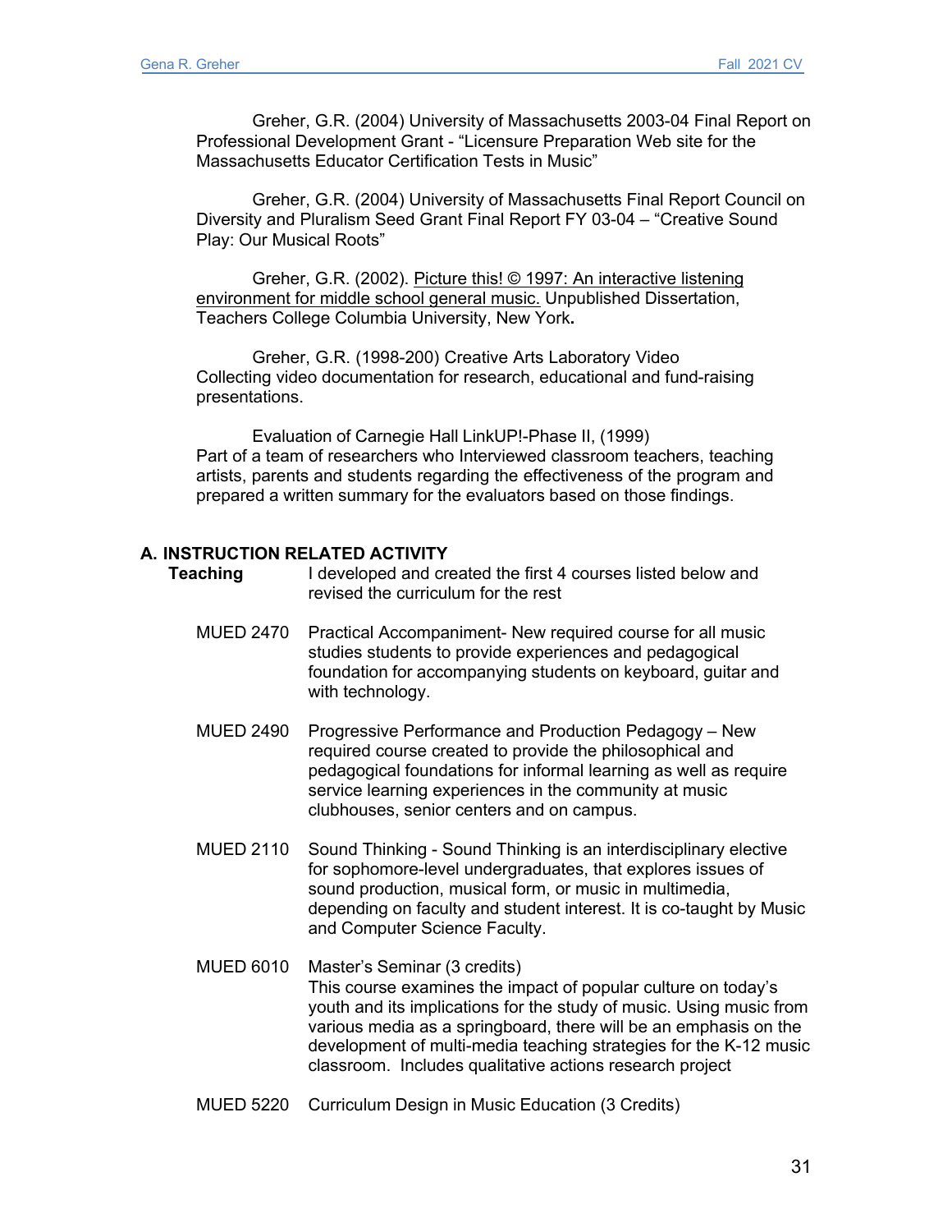Greher, G.R. (2004) University of Massachusetts 2003-04 Final Report on Professional Development Grant - "Licensure Preparation Web site for the Massachusetts Educator Certification Tests in Music"

Greher, G.R. (2004) University of Massachusetts Final Report Council on Diversity and Pluralism Seed Grant Final Report FY 03-04 – "Creative Sound Play: Our Musical Roots"

Greher, G.R. (2002). <u>Picture this! © 1997: An interactive listening environment for middle school general music.</u> Unpublished Dissertation, Teachers College Columbia University, New York**.**

Greher, G.R. (1998-200) Creative Arts Laboratory Video
Collecting video documentation for research, educational and fund-raising presentations.

Evaluation of Carnegie Hall LinkUP!-Phase II, (1999)
Part of a team of researchers who Interviewed classroom teachers, teaching artists, parents and students regarding the effectiveness of the program and prepared a written summary for the evaluators based on those findings.

## A. INSTRUCTION RELATED ACTIVITY

**Teaching** I developed and created the first 4 courses listed below and revised the curriculum for the rest

MUED 2470 Practical Accompaniment- New required course for all music studies students to provide experiences and pedagogical foundation for accompanying students on keyboard, guitar and with technology.

MUED 2490 Progressive Performance and Production Pedagogy – New required course created to provide the philosophical and pedagogical foundations for informal learning as well as require service learning experiences in the community at music clubhouses, senior centers and on campus.

MUED 2110 Sound Thinking - Sound Thinking is an interdisciplinary elective for sophomore-level undergraduates, that explores issues of sound production, musical form, or music in multimedia, depending on faculty and student interest. It is co-taught by Music and Computer Science Faculty.

MUED 6010 Master's Seminar (3 credits)
This course examines the impact of popular culture on today's youth and its implications for the study of music. Using music from various media as a springboard, there will be an emphasis on the development of multi-media teaching strategies for the K-12 music classroom. Includes qualitative actions research project

MUED 5220 Curriculum Design in Music Education (3 Credits)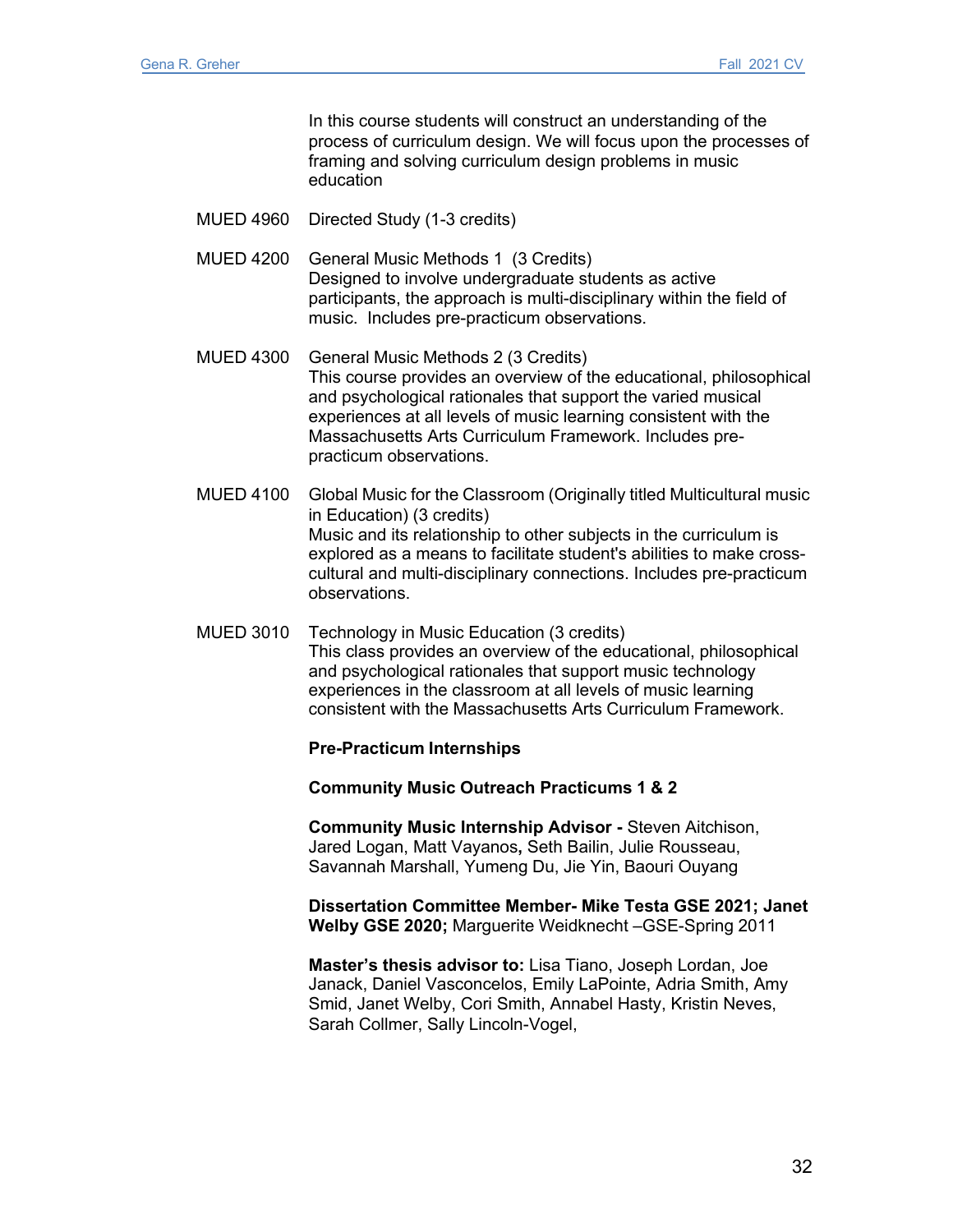In this course students will construct an understanding of the process of curriculum design. We will focus upon the processes of framing and solving curriculum design problems in music education

MUED 4960 Directed Study (1-3 credits)

MUED 4200 General Music Methods 1 (3 Credits)
Designed to involve undergraduate students as active participants, the approach is multi-disciplinary within the field of music. Includes pre-practicum observations.

MUED 4300 General Music Methods 2 (3 Credits)
This course provides an overview of the educational, philosophical and psychological rationales that support the varied musical experiences at all levels of music learning consistent with the Massachusetts Arts Curriculum Framework. Includes pre-practicum observations.

MUED 4100 Global Music for the Classroom (Originally titled Multicultural music in Education) (3 credits)
Music and its relationship to other subjects in the curriculum is explored as a means to facilitate student's abilities to make cross-cultural and multi-disciplinary connections. Includes pre-practicum observations.

MUED 3010 Technology in Music Education (3 credits)
This class provides an overview of the educational, philosophical and psychological rationales that support music technology experiences in the classroom at all levels of music learning consistent with the Massachusetts Arts Curriculum Framework.

**Pre-Practicum Internships**

**Community Music Outreach Practicums 1 & 2**

**Community Music Internship Advisor -** Steven Aitchison, Jared Logan, Matt Vayanos**,** Seth Bailin, Julie Rousseau, Savannah Marshall, Yumeng Du, Jie Yin, Baouri Ouyang

**Dissertation Committee Member- Mike Testa GSE 2021; Janet Welby GSE 2020;** Marguerite Weidknecht –GSE-Spring 2011

**Master's thesis advisor to:** Lisa Tiano, Joseph Lordan, Joe Janack, Daniel Vasconcelos, Emily LaPointe, Adria Smith, Amy Smid, Janet Welby, Cori Smith, Annabel Hasty, Kristin Neves, Sarah Collmer, Sally Lincoln-Vogel,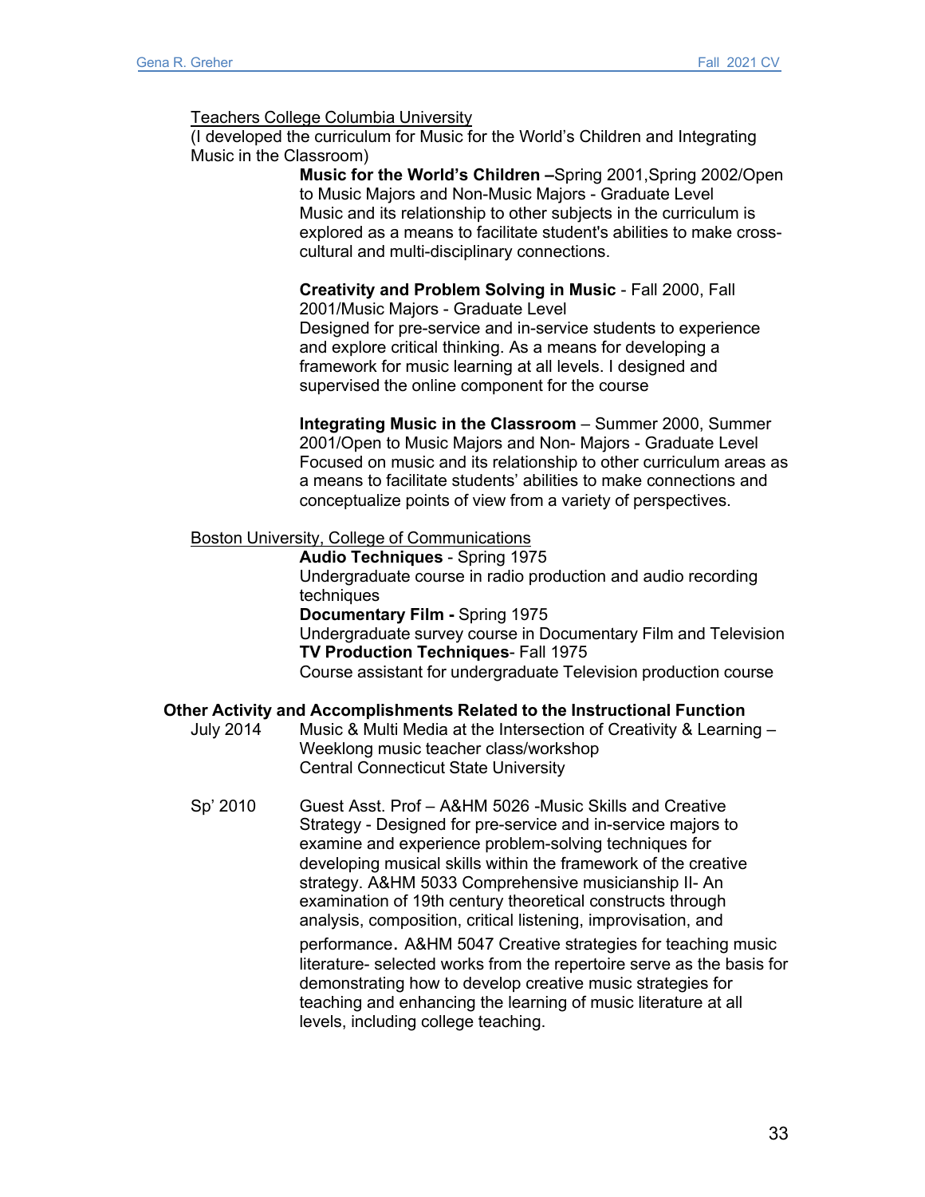<u>Teachers College Columbia University</u>
(I developed the curriculum for Music for the World's Children and Integrating Music in the Classroom)

**Music for the World's Children –**Spring 2001,Spring 2002/Open to Music Majors and Non-Music Majors - Graduate Level
Music and its relationship to other subjects in the curriculum is explored as a means to facilitate student's abilities to make cross-cultural and multi-disciplinary connections.

**Creativity and Problem Solving in Music** - Fall 2000, Fall 2001/Music Majors - Graduate Level
Designed for pre-service and in-service students to experience and explore critical thinking. As a means for developing a framework for music learning at all levels. I designed and supervised the online component for the course

**Integrating Music in the Classroom** – Summer 2000, Summer 2001/Open to Music Majors and Non- Majors - Graduate Level
Focused on music and its relationship to other curriculum areas as a means to facilitate students' abilities to make connections and conceptualize points of view from a variety of perspectives.

<u>Boston University, College of Communications</u>

**Audio Techniques** - Spring 1975
Undergraduate course in radio production and audio recording techniques
**Documentary Film -** Spring 1975
Undergraduate survey course in Documentary Film and Television
**TV Production Techniques**- Fall 1975
Course assistant for undergraduate Television production course

**Other Activity and Accomplishments Related to the Instructional Function**

July 2014 — Music & Multi Media at the Intersection of Creativity & Learning – Weeklong music teacher class/workshop
Central Connecticut State University

Sp' 2010 — Guest Asst. Prof – A&HM 5026 -Music Skills and Creative Strategy - Designed for pre-service and in-service majors to examine and experience problem-solving techniques for developing musical skills within the framework of the creative strategy. A&HM 5033 Comprehensive musicianship II- An examination of 19th century theoretical constructs through analysis, composition, critical listening, improvisation, and performance. A&HM 5047 Creative strategies for teaching music literature- selected works from the repertoire serve as the basis for demonstrating how to develop creative music strategies for teaching and enhancing the learning of music literature at all levels, including college teaching.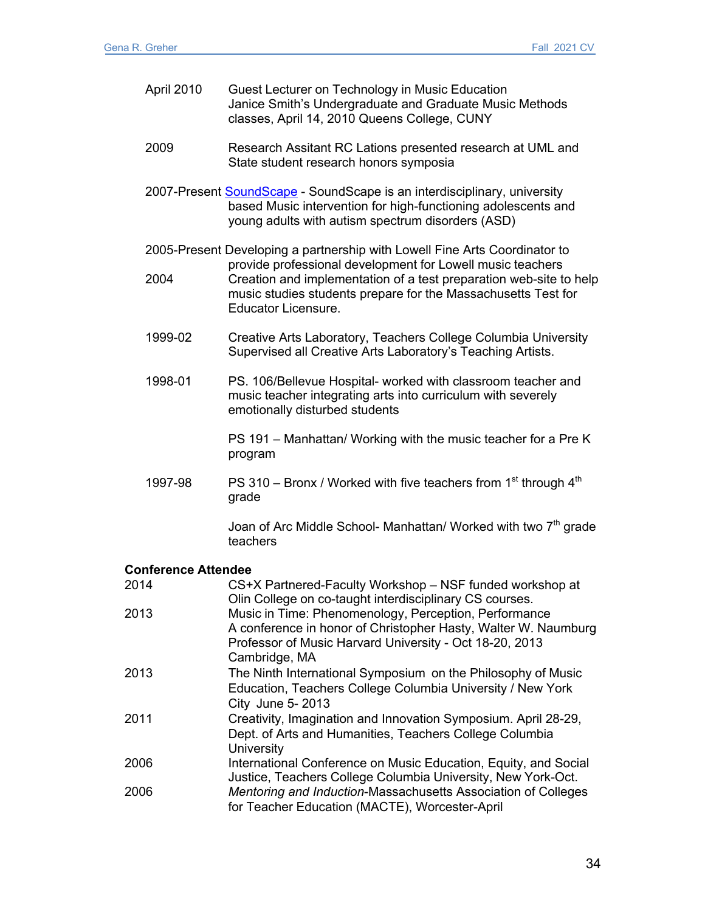April 2010 Guest Lecturer on Technology in Music Education
Janice Smith's Undergraduate and Graduate Music Methods classes, April 14, 2010 Queens College, CUNY

2009 Research Assitant RC Lations presented research at UML and State student research honors symposia

2007-Present SoundScape - SoundScape is an interdisciplinary, university based Music intervention for high-functioning adolescents and young adults with autism spectrum disorders (ASD)

2005-Present Developing a partnership with Lowell Fine Arts Coordinator to provide professional development for Lowell music teachers

2004 Creation and implementation of a test preparation web-site to help music studies students prepare for the Massachusetts Test for Educator Licensure.

1999-02 Creative Arts Laboratory, Teachers College Columbia University Supervised all Creative Arts Laboratory's Teaching Artists.

1998-01 PS. 106/Bellevue Hospital- worked with classroom teacher and music teacher integrating arts into curriculum with severely emotionally disturbed students

PS 191 – Manhattan/ Working with the music teacher for a Pre K program

1997-98 PS 310 – Bronx / Worked with five teachers from 1st through 4th grade

Joan of Arc Middle School- Manhattan/ Worked with two 7th grade teachers

**Conference Attendee**

2014 CS+X Partnered-Faculty Workshop – NSF funded workshop at Olin College on co-taught interdisciplinary CS courses.

2013 Music in Time: Phenomenology, Perception, Performance
A conference in honor of Christopher Hasty, Walter W. Naumburg Professor of Music Harvard University - Oct 18-20, 2013 Cambridge, MA

2013 The Ninth International Symposium on the Philosophy of Music Education, Teachers College Columbia University / New York City June 5- 2013

2011 Creativity, Imagination and Innovation Symposium. April 28-29, Dept. of Arts and Humanities, Teachers College Columbia University

2006 International Conference on Music Education, Equity, and Social Justice, Teachers College Columbia University, New York-Oct.

2006 *Mentoring and Induction*-Massachusetts Association of Colleges for Teacher Education (MACTE), Worcester-April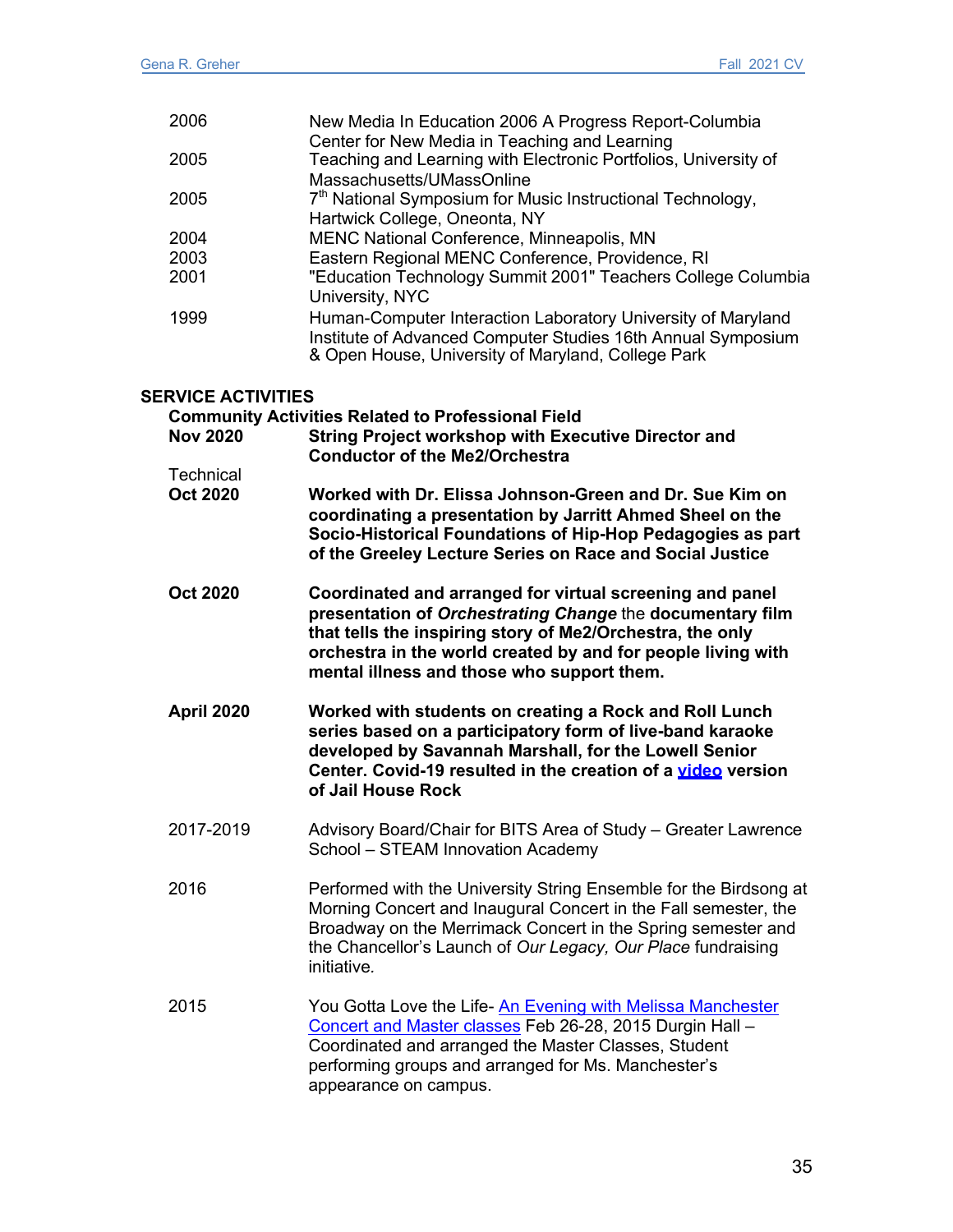| | |
|---|---|
| 2006 | New Media In Education 2006 A Progress Report-Columbia Center for New Media in Teaching and Learning |
| 2005 | Teaching and Learning with Electronic Portfolios, University of Massachusetts/UMassOnline |
| 2005 | 7th National Symposium for Music Instructional Technology, Hartwick College, Oneonta, NY |
| 2004 | MENC National Conference, Minneapolis, MN |
| 2003 | Eastern Regional MENC Conference, Providence, RI |
| 2001 | "Education Technology Summit 2001" Teachers College Columbia University, NYC |
| 1999 | Human-Computer Interaction Laboratory University of Maryland Institute of Advanced Computer Studies 16th Annual Symposium & Open House, University of Maryland, College Park |

## SERVICE ACTIVITIES

### Community Activities Related to Professional Field

**Nov 2020** **String Project workshop with Executive Director and Conductor of the Me2/Orchestra**

Technical

**Oct 2020** **Worked with Dr. Elissa Johnson-Green and Dr. Sue Kim on coordinating a presentation by Jarritt Ahmed Sheel on the Socio-Historical Foundations of Hip-Hop Pedagogies as part of the Greeley Lecture Series on Race and Social Justice**

**Oct 2020** **Coordinated and arranged for virtual screening and panel presentation of *Orchestrating Change* the documentary film that tells the inspiring story of Me2/Orchestra, the only orchestra in the world created by and for people living with mental illness and those who support them.**

**April 2020** **Worked with students on creating a Rock and Roll Lunch series based on a participatory form of live-band karaoke developed by Savannah Marshall, for the Lowell Senior Center. Covid-19 resulted in the creation of a video version of Jail House Rock**

2017-2019 Advisory Board/Chair for BITS Area of Study – Greater Lawrence School – STEAM Innovation Academy

2016 Performed with the University String Ensemble for the Birdsong at Morning Concert and Inaugural Concert in the Fall semester, the Broadway on the Merrimack Concert in the Spring semester and the Chancellor's Launch of *Our Legacy, Our Place* fundraising initiative.

2015 You Gotta Love the Life- An Evening with Melissa Manchester Concert and Master classes Feb 26-28, 2015 Durgin Hall – Coordinated and arranged the Master Classes, Student performing groups and arranged for Ms. Manchester's appearance on campus.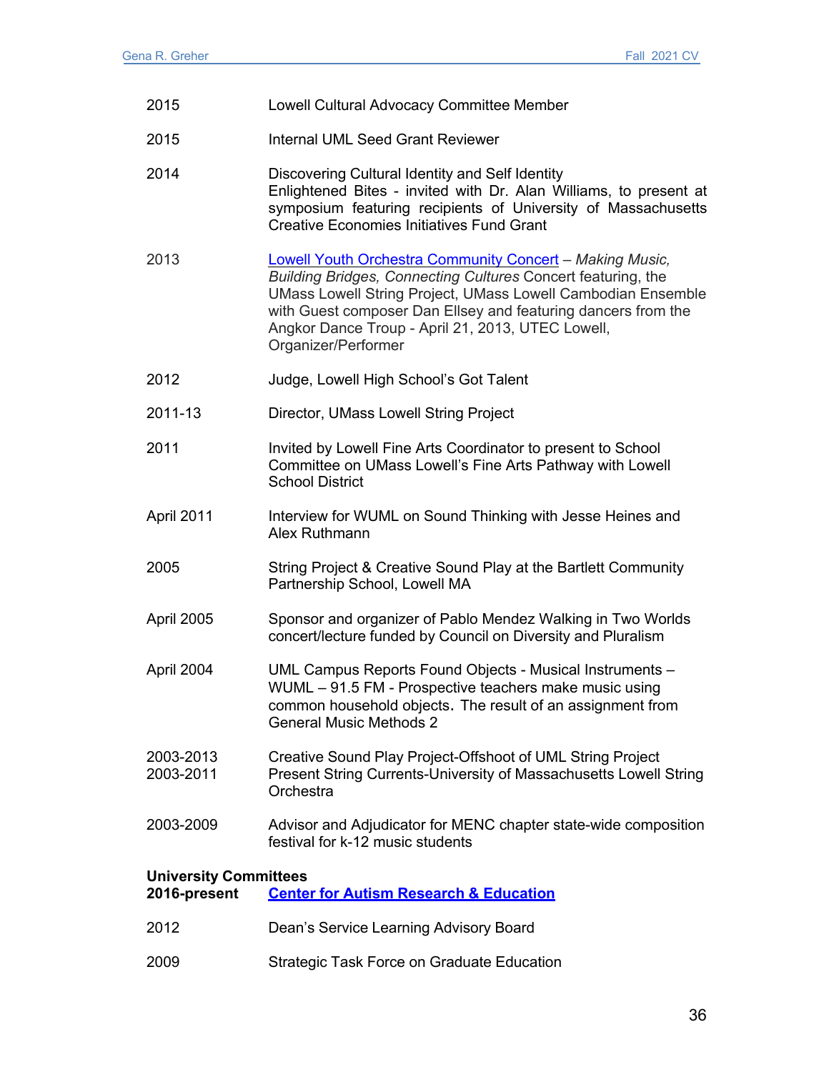2015 Lowell Cultural Advocacy Committee Member

2015 Internal UML Seed Grant Reviewer

2014 Discovering Cultural Identity and Self Identity
Enlightened Bites - invited with Dr. Alan Williams, to present at symposium featuring recipients of University of Massachusetts Creative Economies Initiatives Fund Grant

2013 Lowell Youth Orchestra Community Concert – *Making Music, Building Bridges, Connecting Cultures* Concert featuring, the UMass Lowell String Project, UMass Lowell Cambodian Ensemble with Guest composer Dan Ellsey and featuring dancers from the Angkor Dance Troup - April 21, 2013, UTEC Lowell, Organizer/Performer

2012 Judge, Lowell High School's Got Talent

2011-13 Director, UMass Lowell String Project

2011 Invited by Lowell Fine Arts Coordinator to present to School Committee on UMass Lowell's Fine Arts Pathway with Lowell School District

April 2011 Interview for WUML on Sound Thinking with Jesse Heines and Alex Ruthmann

2005 String Project & Creative Sound Play at the Bartlett Community Partnership School, Lowell MA

April 2005 Sponsor and organizer of Pablo Mendez Walking in Two Worlds concert/lecture funded by Council on Diversity and Pluralism

April 2004 UML Campus Reports Found Objects - Musical Instruments – WUML – 91.5 FM - Prospective teachers make music using common household objects. The result of an assignment from General Music Methods 2

2003-2013 Creative Sound Play Project-Offshoot of UML String Project
2003-2011 Present String Currents-University of Massachusetts Lowell String Orchestra

2003-2009 Advisor and Adjudicator for MENC chapter state-wide composition festival for k-12 music students

**University Committees**

**2016-present** **Center for Autism Research & Education**

2012 Dean's Service Learning Advisory Board

2009 Strategic Task Force on Graduate Education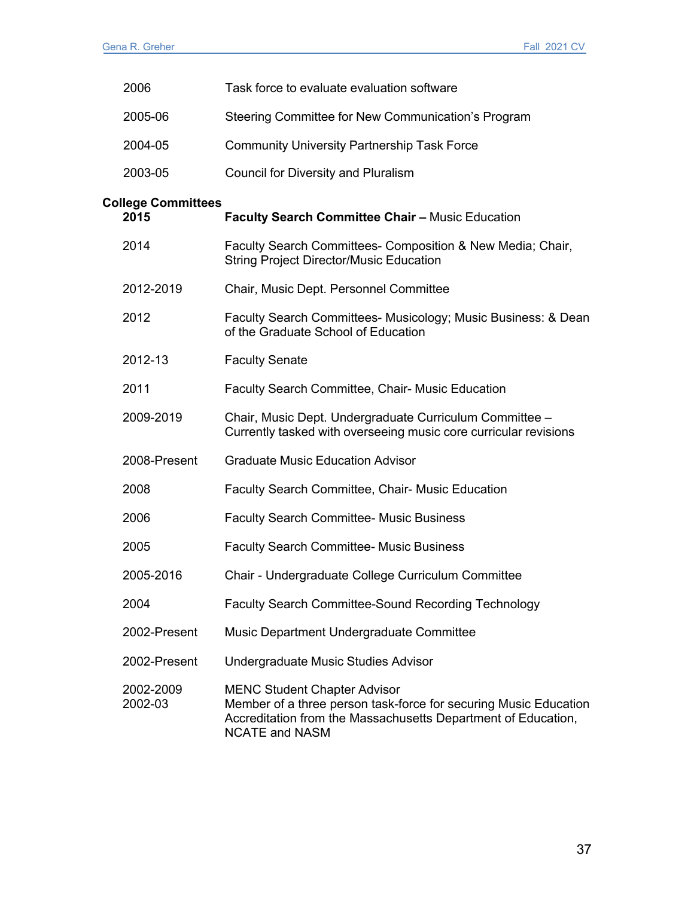| | |
|---|---|
| 2006 | Task force to evaluate evaluation software |
| 2005-06 | Steering Committee for New Communication's Program |
| 2004-05 | Community University Partnership Task Force |
| 2003-05 | Council for Diversity and Pluralism |

**College Committees**

| | |
|---|---|
| **2015** | **Faculty Search Committee Chair –** Music Education |
| 2014 | Faculty Search Committees- Composition & New Media; Chair, String Project Director/Music Education |
| 2012-2019 | Chair, Music Dept. Personnel Committee |
| 2012 | Faculty Search Committees- Musicology; Music Business: & Dean of the Graduate School of Education |
| 2012-13 | Faculty Senate |
| 2011 | Faculty Search Committee, Chair- Music Education |
| 2009-2019 | Chair, Music Dept. Undergraduate Curriculum Committee – Currently tasked with overseeing music core curricular revisions |
| 2008-Present | Graduate Music Education Advisor |
| 2008 | Faculty Search Committee, Chair- Music Education |
| 2006 | Faculty Search Committee- Music Business |
| 2005 | Faculty Search Committee- Music Business |
| 2005-2016 | Chair - Undergraduate College Curriculum Committee |
| 2004 | Faculty Search Committee-Sound Recording Technology |
| 2002-Present | Music Department Undergraduate Committee |
| 2002-Present | Undergraduate Music Studies Advisor |
| 2002-2009 | MENC Student Chapter Advisor |
| 2002-03 | Member of a three person task-force for securing Music Education Accreditation from the Massachusetts Department of Education, NCATE and NASM |